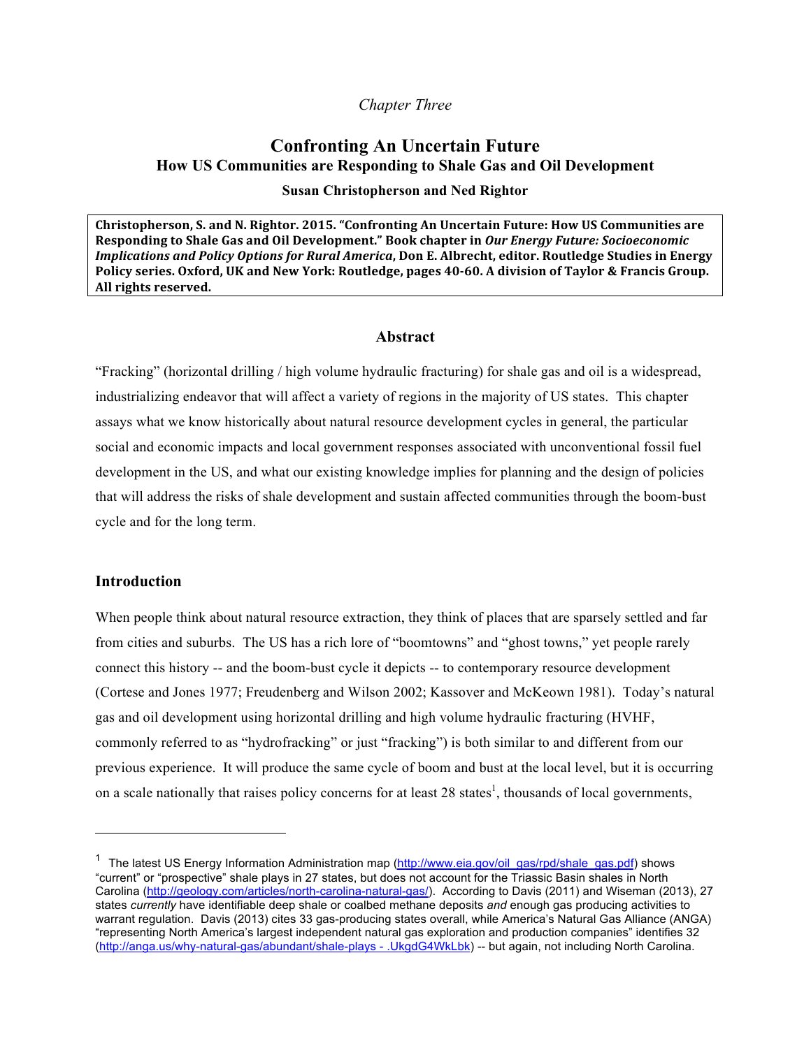*Chapter Three*

# Confronting An Uncertain Future

## How US Communities are Responding to Shale Gas and Oil Development

**Susan Christopherson and Ned Rightor**

**Christopherson, S. and N. Rightor. 2015. "Confronting An Uncertain Future: How US Communities are Responding to Shale Gas and Oil Development." Book chapter in *Our Energy Future: Socioeconomic Implications and Policy Options for Rural America*, Don E. Albrecht, editor. Routledge Studies in Energy Policy series. Oxford, UK and New York: Routledge, pages 40-60. A division of Taylor & Francis Group. All rights reserved.**

### Abstract

"Fracking" (horizontal drilling / high volume hydraulic fracturing) for shale gas and oil is a widespread, industrializing endeavor that will affect a variety of regions in the majority of US states. This chapter assays what we know historically about natural resource development cycles in general, the particular social and economic impacts and local government responses associated with unconventional fossil fuel development in the US, and what our existing knowledge implies for planning and the design of policies that will address the risks of shale development and sustain affected communities through the boom-bust cycle and for the long term.

### Introduction

When people think about natural resource extraction, they think of places that are sparsely settled and far from cities and suburbs. The US has a rich lore of "boomtowns" and "ghost towns," yet people rarely connect this history -- and the boom-bust cycle it depicts -- to contemporary resource development (Cortese and Jones 1977; Freudenberg and Wilson 2002; Kassover and McKeown 1981). Today's natural gas and oil development using horizontal drilling and high volume hydraulic fracturing (HVHF, commonly referred to as "hydrofracking" or just "fracking") is both similar to and different from our previous experience. It will produce the same cycle of boom and bust at the local level, but it is occurring on a scale nationally that raises policy concerns for at least 28 states[1], thousands of local governments,

---

[1] The latest US Energy Information Administration map (http://www.eia.gov/oil_gas/rpd/shale_gas.pdf) shows "current" or "prospective" shale plays in 27 states, but does not account for the Triassic Basin shales in North Carolina (http://geology.com/articles/north-carolina-natural-gas/). According to Davis (2011) and Wiseman (2013), 27 states *currently* have identifiable deep shale or coalbed methane deposits *and* enough gas producing activities to warrant regulation. Davis (2013) cites 33 gas-producing states overall, while America's Natural Gas Alliance (ANGA) "representing North America's largest independent natural gas exploration and production companies" identifies 32 (http://anga.us/why-natural-gas/abundant/shale-plays - .UkgdG4WkLbk) -- but again, not including North Carolina.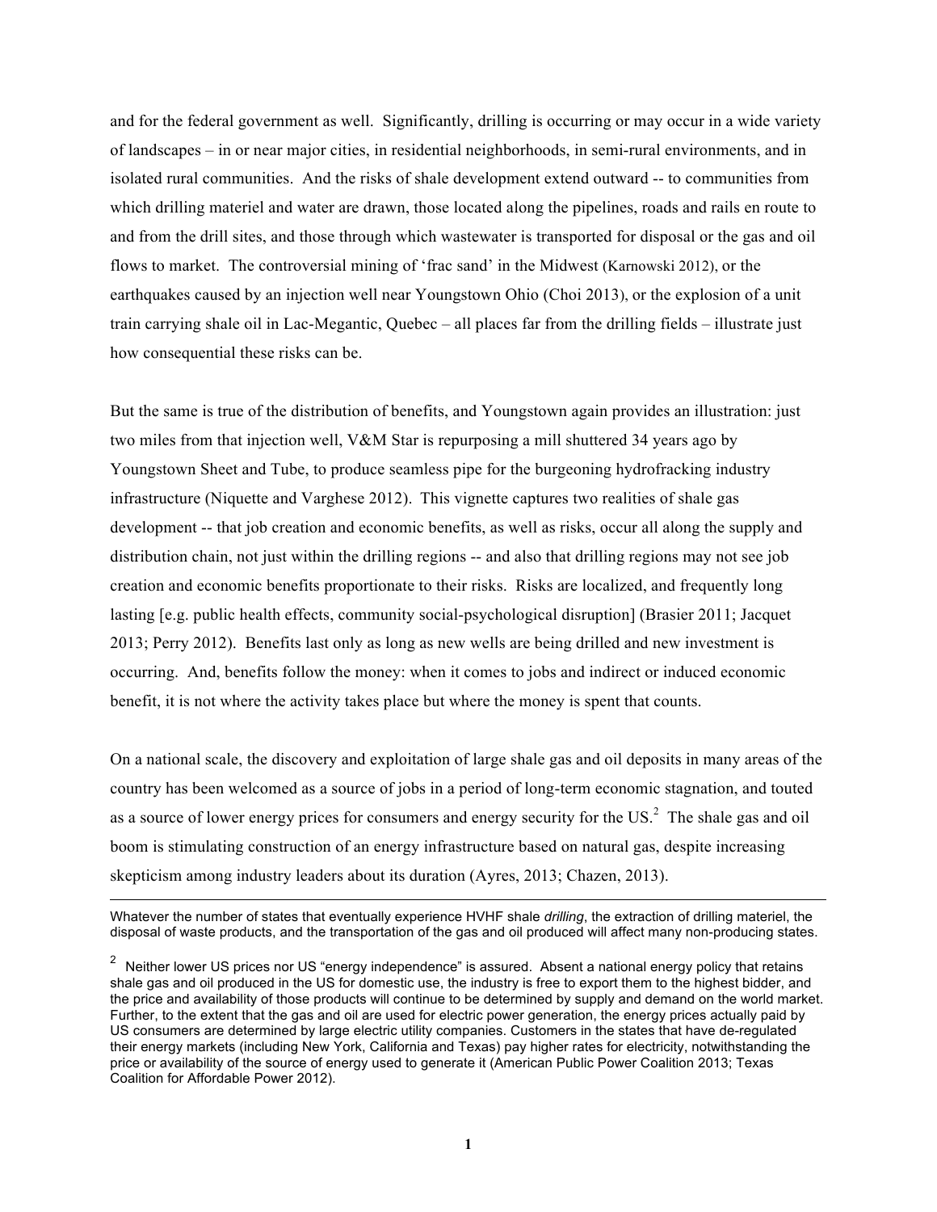and for the federal government as well. Significantly, drilling is occurring or may occur in a wide variety of landscapes – in or near major cities, in residential neighborhoods, in semi-rural environments, and in isolated rural communities. And the risks of shale development extend outward -- to communities from which drilling materiel and water are drawn, those located along the pipelines, roads and rails en route to and from the drill sites, and those through which wastewater is transported for disposal or the gas and oil flows to market. The controversial mining of 'frac sand' in the Midwest (Karnowski 2012), or the earthquakes caused by an injection well near Youngstown Ohio (Choi 2013), or the explosion of a unit train carrying shale oil in Lac-Megantic, Quebec – all places far from the drilling fields – illustrate just how consequential these risks can be.

But the same is true of the distribution of benefits, and Youngstown again provides an illustration: just two miles from that injection well, V&M Star is repurposing a mill shuttered 34 years ago by Youngstown Sheet and Tube, to produce seamless pipe for the burgeoning hydrofracking industry infrastructure (Niquette and Varghese 2012). This vignette captures two realities of shale gas development -- that job creation and economic benefits, as well as risks, occur all along the supply and distribution chain, not just within the drilling regions -- and also that drilling regions may not see job creation and economic benefits proportionate to their risks. Risks are localized, and frequently long lasting [e.g. public health effects, community social-psychological disruption] (Brasier 2011; Jacquet 2013; Perry 2012). Benefits last only as long as new wells are being drilled and new investment is occurring. And, benefits follow the money: when it comes to jobs and indirect or induced economic benefit, it is not where the activity takes place but where the money is spent that counts.

On a national scale, the discovery and exploitation of large shale gas and oil deposits in many areas of the country has been welcomed as a source of jobs in a period of long-term economic stagnation, and touted as a source of lower energy prices for consumers and energy security for the US.[2] The shale gas and oil boom is stimulating construction of an energy infrastructure based on natural gas, despite increasing skepticism among industry leaders about its duration (Ayres, 2013; Chazen, 2013).

---

Whatever the number of states that eventually experience HVHF shale *drilling*, the extraction of drilling materiel, the disposal of waste products, and the transportation of the gas and oil produced will affect many non-producing states.

[2] Neither lower US prices nor US "energy independence" is assured. Absent a national energy policy that retains shale gas and oil produced in the US for domestic use, the industry is free to export them to the highest bidder, and the price and availability of those products will continue to be determined by supply and demand on the world market. Further, to the extent that the gas and oil are used for electric power generation, the energy prices actually paid by US consumers are determined by large electric utility companies. Customers in the states that have de-regulated their energy markets (including New York, California and Texas) pay higher rates for electricity, notwithstanding the price or availability of the source of energy used to generate it (American Public Power Coalition 2013; Texas Coalition for Affordable Power 2012).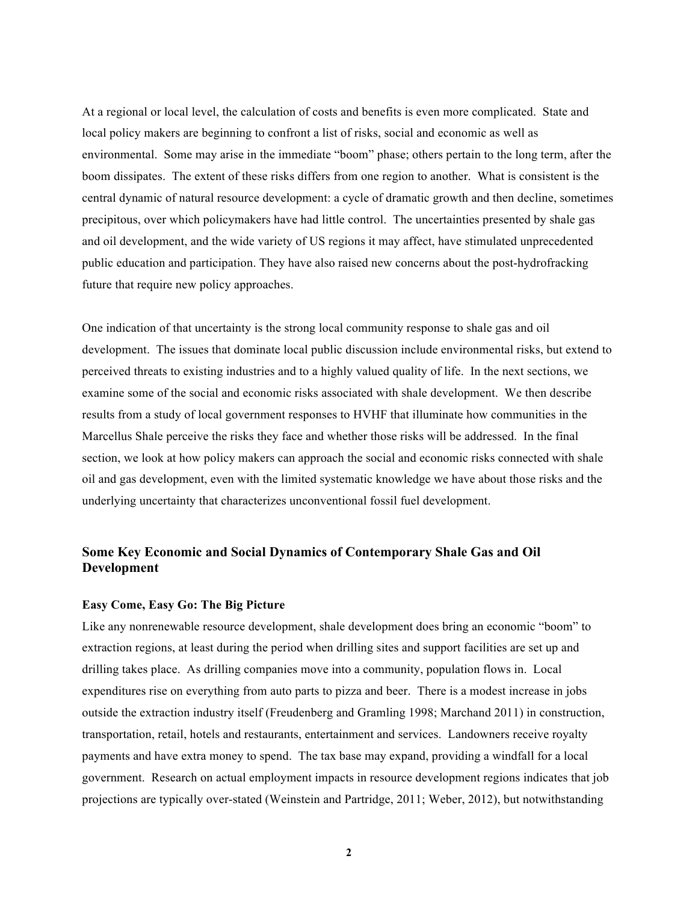At a regional or local level, the calculation of costs and benefits is even more complicated. State and local policy makers are beginning to confront a list of risks, social and economic as well as environmental. Some may arise in the immediate "boom" phase; others pertain to the long term, after the boom dissipates. The extent of these risks differs from one region to another. What is consistent is the central dynamic of natural resource development: a cycle of dramatic growth and then decline, sometimes precipitous, over which policymakers have had little control. The uncertainties presented by shale gas and oil development, and the wide variety of US regions it may affect, have stimulated unprecedented public education and participation. They have also raised new concerns about the post-hydrofracking future that require new policy approaches.

One indication of that uncertainty is the strong local community response to shale gas and oil development. The issues that dominate local public discussion include environmental risks, but extend to perceived threats to existing industries and to a highly valued quality of life. In the next sections, we examine some of the social and economic risks associated with shale development. We then describe results from a study of local government responses to HVHF that illuminate how communities in the Marcellus Shale perceive the risks they face and whether those risks will be addressed. In the final section, we look at how policy makers can approach the social and economic risks connected with shale oil and gas development, even with the limited systematic knowledge we have about those risks and the underlying uncertainty that characterizes unconventional fossil fuel development.

## Some Key Economic and Social Dynamics of Contemporary Shale Gas and Oil Development

### Easy Come, Easy Go: The Big Picture

Like any nonrenewable resource development, shale development does bring an economic "boom" to extraction regions, at least during the period when drilling sites and support facilities are set up and drilling takes place. As drilling companies move into a community, population flows in. Local expenditures rise on everything from auto parts to pizza and beer. There is a modest increase in jobs outside the extraction industry itself (Freudenberg and Gramling 1998; Marchand 2011) in construction, transportation, retail, hotels and restaurants, entertainment and services. Landowners receive royalty payments and have extra money to spend. The tax base may expand, providing a windfall for a local government. Research on actual employment impacts in resource development regions indicates that job projections are typically over-stated (Weinstein and Partridge, 2011; Weber, 2012), but notwithstanding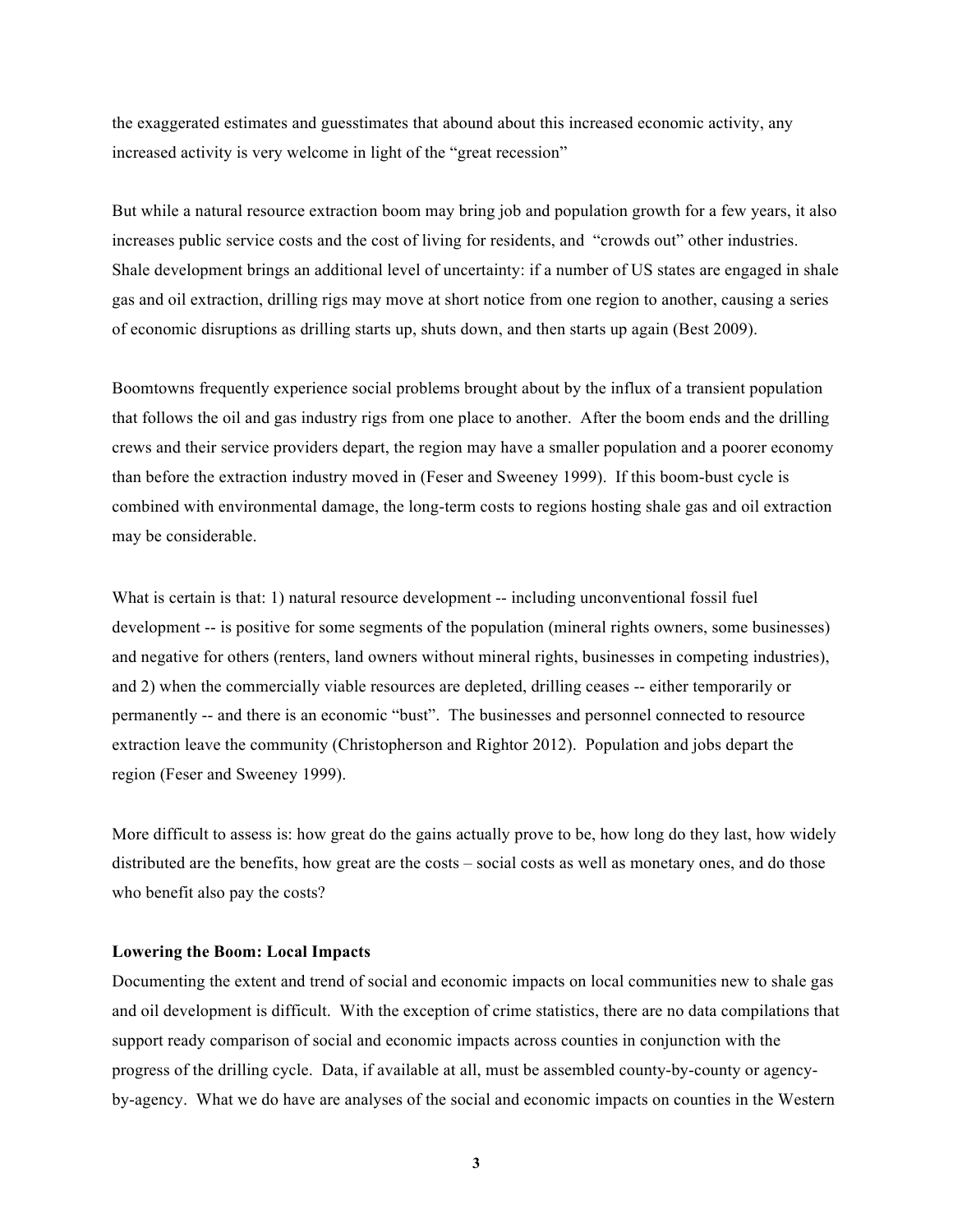the exaggerated estimates and guesstimates that abound about this increased economic activity, any increased activity is very welcome in light of the "great recession"

But while a natural resource extraction boom may bring job and population growth for a few years, it also increases public service costs and the cost of living for residents, and "crowds out" other industries. Shale development brings an additional level of uncertainty: if a number of US states are engaged in shale gas and oil extraction, drilling rigs may move at short notice from one region to another, causing a series of economic disruptions as drilling starts up, shuts down, and then starts up again (Best 2009).

Boomtowns frequently experience social problems brought about by the influx of a transient population that follows the oil and gas industry rigs from one place to another. After the boom ends and the drilling crews and their service providers depart, the region may have a smaller population and a poorer economy than before the extraction industry moved in (Feser and Sweeney 1999). If this boom-bust cycle is combined with environmental damage, the long-term costs to regions hosting shale gas and oil extraction may be considerable.

What is certain is that: 1) natural resource development -- including unconventional fossil fuel development -- is positive for some segments of the population (mineral rights owners, some businesses) and negative for others (renters, land owners without mineral rights, businesses in competing industries), and 2) when the commercially viable resources are depleted, drilling ceases -- either temporarily or permanently -- and there is an economic "bust". The businesses and personnel connected to resource extraction leave the community (Christopherson and Rightor 2012). Population and jobs depart the region (Feser and Sweeney 1999).

More difficult to assess is: how great do the gains actually prove to be, how long do they last, how widely distributed are the benefits, how great are the costs – social costs as well as monetary ones, and do those who benefit also pay the costs?

**Lowering the Boom: Local Impacts**

Documenting the extent and trend of social and economic impacts on local communities new to shale gas and oil development is difficult. With the exception of crime statistics, there are no data compilations that support ready comparison of social and economic impacts across counties in conjunction with the progress of the drilling cycle. Data, if available at all, must be assembled county-by-county or agency-by-agency. What we do have are analyses of the social and economic impacts on counties in the Western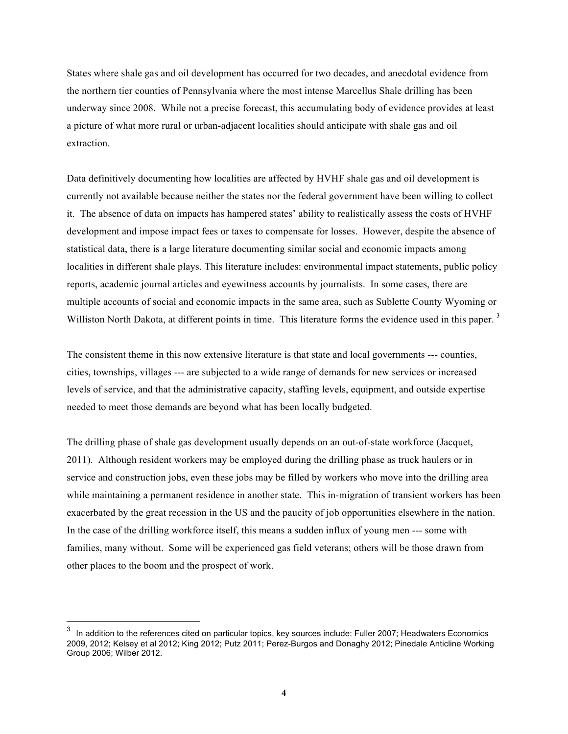States where shale gas and oil development has occurred for two decades, and anecdotal evidence from the northern tier counties of Pennsylvania where the most intense Marcellus Shale drilling has been underway since 2008. While not a precise forecast, this accumulating body of evidence provides at least a picture of what more rural or urban-adjacent localities should anticipate with shale gas and oil extraction.

Data definitively documenting how localities are affected by HVHF shale gas and oil development is currently not available because neither the states nor the federal government have been willing to collect it. The absence of data on impacts has hampered states' ability to realistically assess the costs of HVHF development and impose impact fees or taxes to compensate for losses. However, despite the absence of statistical data, there is a large literature documenting similar social and economic impacts among localities in different shale plays. This literature includes: environmental impact statements, public policy reports, academic journal articles and eyewitness accounts by journalists. In some cases, there are multiple accounts of social and economic impacts in the same area, such as Sublette County Wyoming or Williston North Dakota, at different points in time. This literature forms the evidence used in this paper. [3]

The consistent theme in this now extensive literature is that state and local governments --- counties, cities, townships, villages --- are subjected to a wide range of demands for new services or increased levels of service, and that the administrative capacity, staffing levels, equipment, and outside expertise needed to meet those demands are beyond what has been locally budgeted.

The drilling phase of shale gas development usually depends on an out-of-state workforce (Jacquet, 2011). Although resident workers may be employed during the drilling phase as truck haulers or in service and construction jobs, even these jobs may be filled by workers who move into the drilling area while maintaining a permanent residence in another state. This in-migration of transient workers has been exacerbated by the great recession in the US and the paucity of job opportunities elsewhere in the nation. In the case of the drilling workforce itself, this means a sudden influx of young men --- some with families, many without. Some will be experienced gas field veterans; others will be those drawn from other places to the boom and the prospect of work.

---

[3] In addition to the references cited on particular topics, key sources include: Fuller 2007; Headwaters Economics 2009, 2012; Kelsey et al 2012; King 2012; Putz 2011; Perez-Burgos and Donaghy 2012; Pinedale Anticline Working Group 2006; Wilber 2012.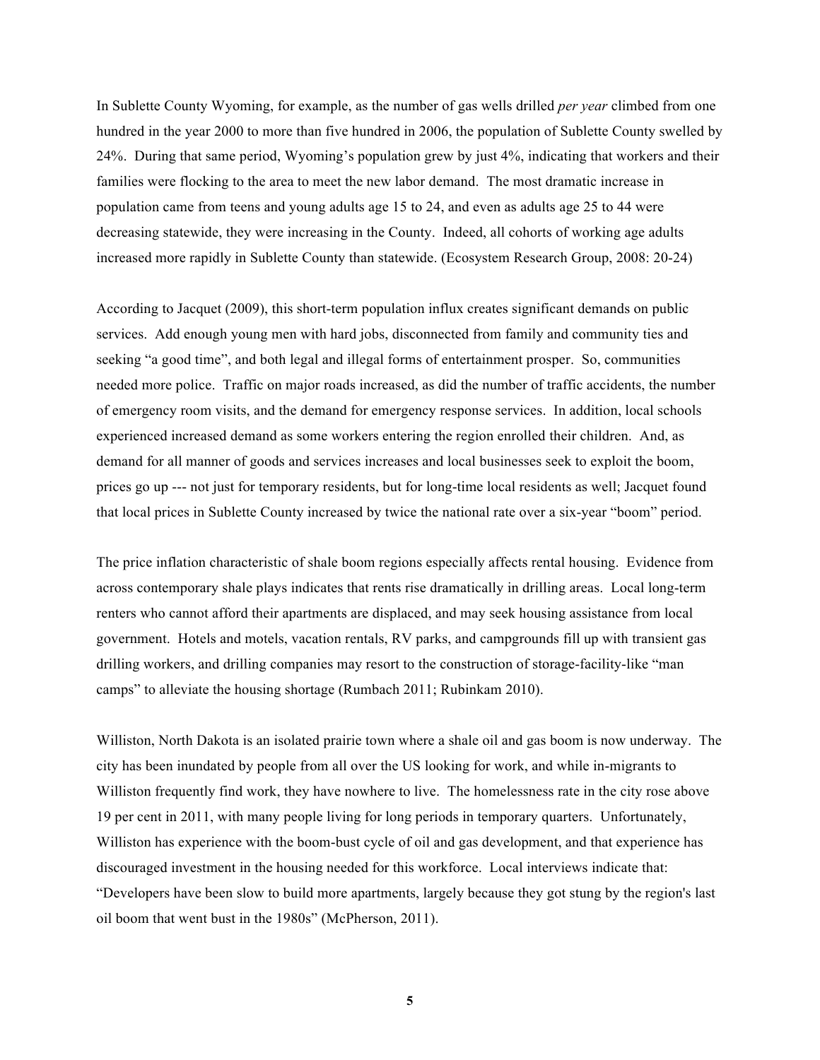In Sublette County Wyoming, for example, as the number of gas wells drilled *per year* climbed from one hundred in the year 2000 to more than five hundred in 2006, the population of Sublette County swelled by 24%. During that same period, Wyoming's population grew by just 4%, indicating that workers and their families were flocking to the area to meet the new labor demand. The most dramatic increase in population came from teens and young adults age 15 to 24, and even as adults age 25 to 44 were decreasing statewide, they were increasing in the County. Indeed, all cohorts of working age adults increased more rapidly in Sublette County than statewide. (Ecosystem Research Group, 2008: 20-24)

According to Jacquet (2009), this short-term population influx creates significant demands on public services. Add enough young men with hard jobs, disconnected from family and community ties and seeking "a good time", and both legal and illegal forms of entertainment prosper. So, communities needed more police. Traffic on major roads increased, as did the number of traffic accidents, the number of emergency room visits, and the demand for emergency response services. In addition, local schools experienced increased demand as some workers entering the region enrolled their children. And, as demand for all manner of goods and services increases and local businesses seek to exploit the boom, prices go up --- not just for temporary residents, but for long-time local residents as well; Jacquet found that local prices in Sublette County increased by twice the national rate over a six-year "boom" period.

The price inflation characteristic of shale boom regions especially affects rental housing. Evidence from across contemporary shale plays indicates that rents rise dramatically in drilling areas. Local long-term renters who cannot afford their apartments are displaced, and may seek housing assistance from local government. Hotels and motels, vacation rentals, RV parks, and campgrounds fill up with transient gas drilling workers, and drilling companies may resort to the construction of storage-facility-like "man camps" to alleviate the housing shortage (Rumbach 2011; Rubinkam 2010).

Williston, North Dakota is an isolated prairie town where a shale oil and gas boom is now underway. The city has been inundated by people from all over the US looking for work, and while in-migrants to Williston frequently find work, they have nowhere to live. The homelessness rate in the city rose above 19 per cent in 2011, with many people living for long periods in temporary quarters. Unfortunately, Williston has experience with the boom-bust cycle of oil and gas development, and that experience has discouraged investment in the housing needed for this workforce. Local interviews indicate that: "Developers have been slow to build more apartments, largely because they got stung by the region's last oil boom that went bust in the 1980s" (McPherson, 2011).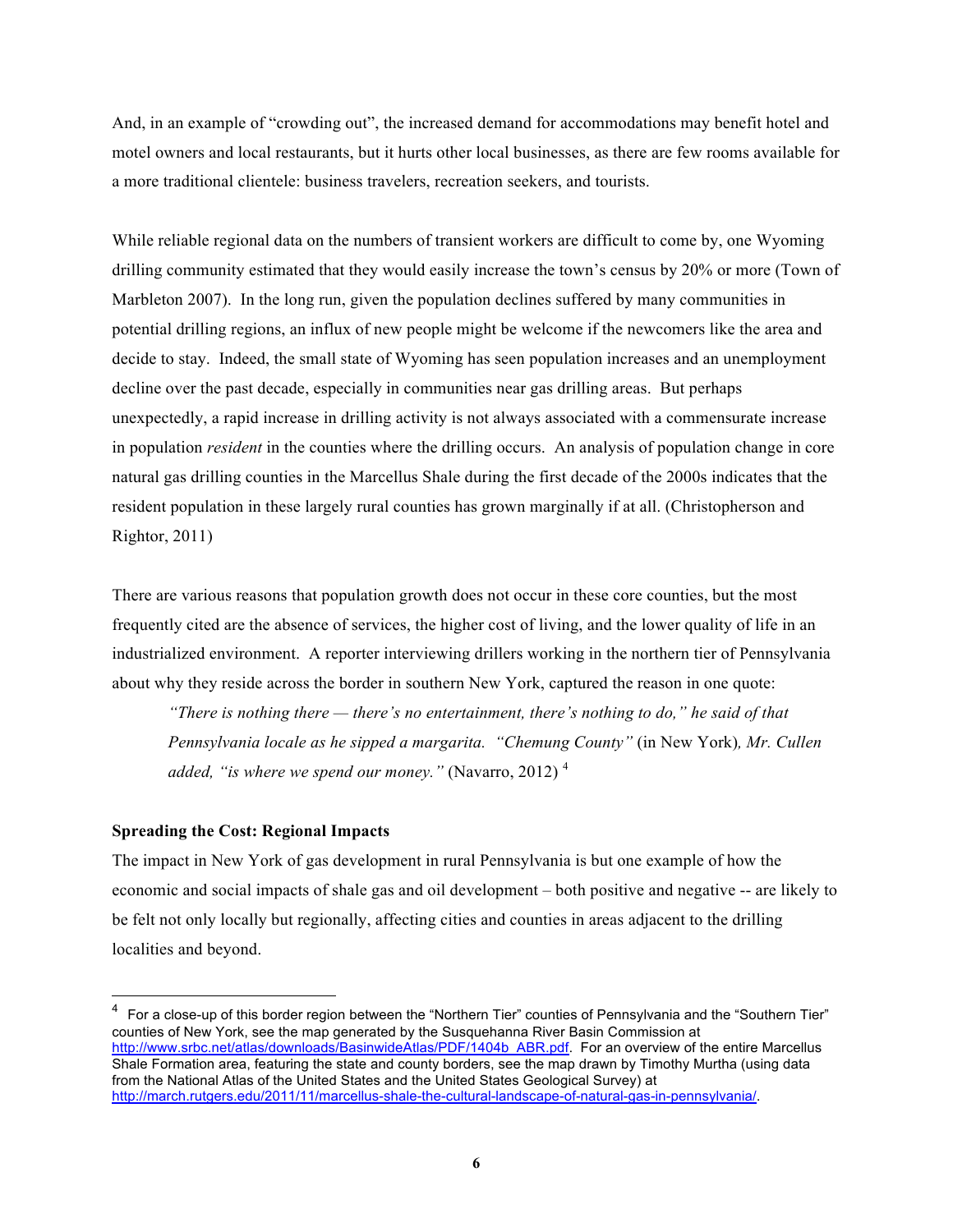And, in an example of "crowding out", the increased demand for accommodations may benefit hotel and motel owners and local restaurants, but it hurts other local businesses, as there are few rooms available for a more traditional clientele: business travelers, recreation seekers, and tourists.

While reliable regional data on the numbers of transient workers are difficult to come by, one Wyoming drilling community estimated that they would easily increase the town's census by 20% or more (Town of Marbleton 2007). In the long run, given the population declines suffered by many communities in potential drilling regions, an influx of new people might be welcome if the newcomers like the area and decide to stay. Indeed, the small state of Wyoming has seen population increases and an unemployment decline over the past decade, especially in communities near gas drilling areas. But perhaps unexpectedly, a rapid increase in drilling activity is not always associated with a commensurate increase in population *resident* in the counties where the drilling occurs. An analysis of population change in core natural gas drilling counties in the Marcellus Shale during the first decade of the 2000s indicates that the resident population in these largely rural counties has grown marginally if at all. (Christopherson and Rightor, 2011)

There are various reasons that population growth does not occur in these core counties, but the most frequently cited are the absence of services, the higher cost of living, and the lower quality of life in an industrialized environment. A reporter interviewing drillers working in the northern tier of Pennsylvania about why they reside across the border in southern New York, captured the reason in one quote:

> *"There is nothing there — there's no entertainment, there's nothing to do," he said of that Pennsylvania locale as he sipped a margarita. "Chemung County"* (in New York)*, Mr. Cullen added, "is where we spend our money."* (Navarro, 2012) [4]

**Spreading the Cost: Regional Impacts**

The impact in New York of gas development in rural Pennsylvania is but one example of how the economic and social impacts of shale gas and oil development – both positive and negative -- are likely to be felt not only locally but regionally, affecting cities and counties in areas adjacent to the drilling localities and beyond.

---

[4] For a close-up of this border region between the "Northern Tier" counties of Pennsylvania and the "Southern Tier" counties of New York, see the map generated by the Susquehanna River Basin Commission at http://www.srbc.net/atlas/downloads/BasinwideAtlas/PDF/1404b_ABR.pdf. For an overview of the entire Marcellus Shale Formation area, featuring the state and county borders, see the map drawn by Timothy Murtha (using data from the National Atlas of the United States and the United States Geological Survey) at http://march.rutgers.edu/2011/11/marcellus-shale-the-cultural-landscape-of-natural-gas-in-pennsylvania/.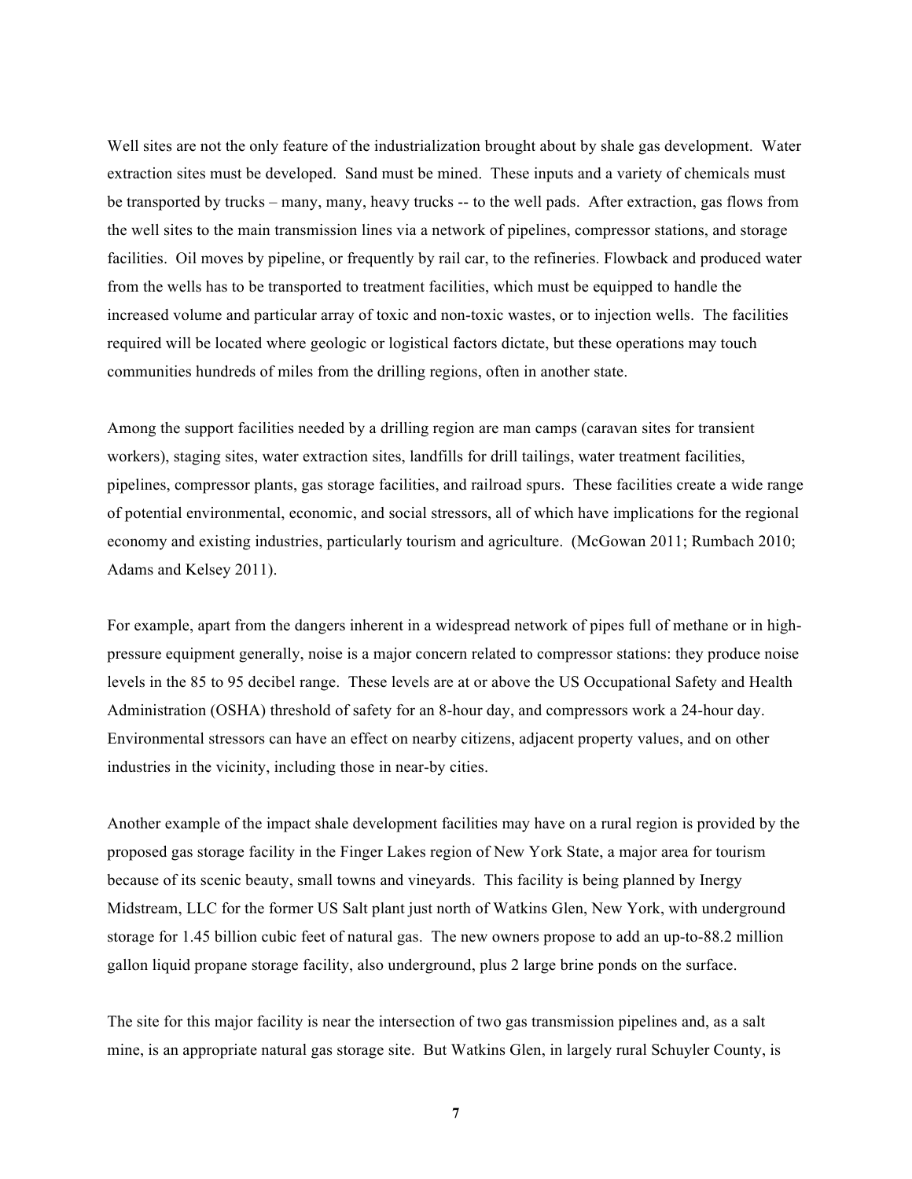Well sites are not the only feature of the industrialization brought about by shale gas development. Water extraction sites must be developed. Sand must be mined. These inputs and a variety of chemicals must be transported by trucks – many, many, heavy trucks -- to the well pads. After extraction, gas flows from the well sites to the main transmission lines via a network of pipelines, compressor stations, and storage facilities. Oil moves by pipeline, or frequently by rail car, to the refineries. Flowback and produced water from the wells has to be transported to treatment facilities, which must be equipped to handle the increased volume and particular array of toxic and non-toxic wastes, or to injection wells. The facilities required will be located where geologic or logistical factors dictate, but these operations may touch communities hundreds of miles from the drilling regions, often in another state.

Among the support facilities needed by a drilling region are man camps (caravan sites for transient workers), staging sites, water extraction sites, landfills for drill tailings, water treatment facilities, pipelines, compressor plants, gas storage facilities, and railroad spurs. These facilities create a wide range of potential environmental, economic, and social stressors, all of which have implications for the regional economy and existing industries, particularly tourism and agriculture. (McGowan 2011; Rumbach 2010; Adams and Kelsey 2011).

For example, apart from the dangers inherent in a widespread network of pipes full of methane or in high-pressure equipment generally, noise is a major concern related to compressor stations: they produce noise levels in the 85 to 95 decibel range. These levels are at or above the US Occupational Safety and Health Administration (OSHA) threshold of safety for an 8-hour day, and compressors work a 24-hour day. Environmental stressors can have an effect on nearby citizens, adjacent property values, and on other industries in the vicinity, including those in near-by cities.

Another example of the impact shale development facilities may have on a rural region is provided by the proposed gas storage facility in the Finger Lakes region of New York State, a major area for tourism because of its scenic beauty, small towns and vineyards. This facility is being planned by Inergy Midstream, LLC for the former US Salt plant just north of Watkins Glen, New York, with underground storage for 1.45 billion cubic feet of natural gas. The new owners propose to add an up-to-88.2 million gallon liquid propane storage facility, also underground, plus 2 large brine ponds on the surface.

The site for this major facility is near the intersection of two gas transmission pipelines and, as a salt mine, is an appropriate natural gas storage site. But Watkins Glen, in largely rural Schuyler County, is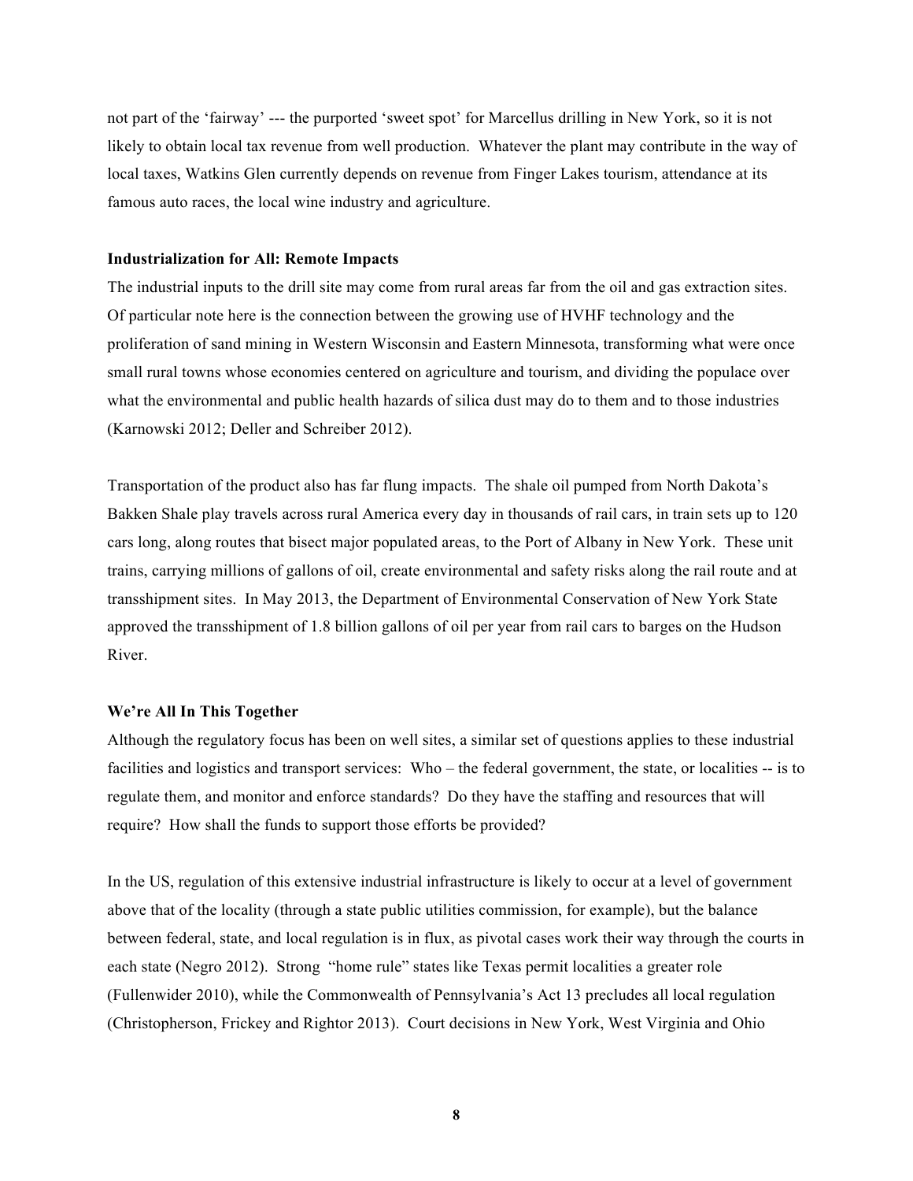not part of the 'fairway' --- the purported 'sweet spot' for Marcellus drilling in New York, so it is not likely to obtain local tax revenue from well production. Whatever the plant may contribute in the way of local taxes, Watkins Glen currently depends on revenue from Finger Lakes tourism, attendance at its famous auto races, the local wine industry and agriculture.

**Industrialization for All: Remote Impacts**

The industrial inputs to the drill site may come from rural areas far from the oil and gas extraction sites. Of particular note here is the connection between the growing use of HVHF technology and the proliferation of sand mining in Western Wisconsin and Eastern Minnesota, transforming what were once small rural towns whose economies centered on agriculture and tourism, and dividing the populace over what the environmental and public health hazards of silica dust may do to them and to those industries (Karnowski 2012; Deller and Schreiber 2012).

Transportation of the product also has far flung impacts. The shale oil pumped from North Dakota's Bakken Shale play travels across rural America every day in thousands of rail cars, in train sets up to 120 cars long, along routes that bisect major populated areas, to the Port of Albany in New York. These unit trains, carrying millions of gallons of oil, create environmental and safety risks along the rail route and at transshipment sites. In May 2013, the Department of Environmental Conservation of New York State approved the transshipment of 1.8 billion gallons of oil per year from rail cars to barges on the Hudson River.

**We're All In This Together**

Although the regulatory focus has been on well sites, a similar set of questions applies to these industrial facilities and logistics and transport services: Who – the federal government, the state, or localities -- is to regulate them, and monitor and enforce standards? Do they have the staffing and resources that will require? How shall the funds to support those efforts be provided?

In the US, regulation of this extensive industrial infrastructure is likely to occur at a level of government above that of the locality (through a state public utilities commission, for example), but the balance between federal, state, and local regulation is in flux, as pivotal cases work their way through the courts in each state (Negro 2012). Strong "home rule" states like Texas permit localities a greater role (Fullenwider 2010), while the Commonwealth of Pennsylvania's Act 13 precludes all local regulation (Christopherson, Frickey and Rightor 2013). Court decisions in New York, West Virginia and Ohio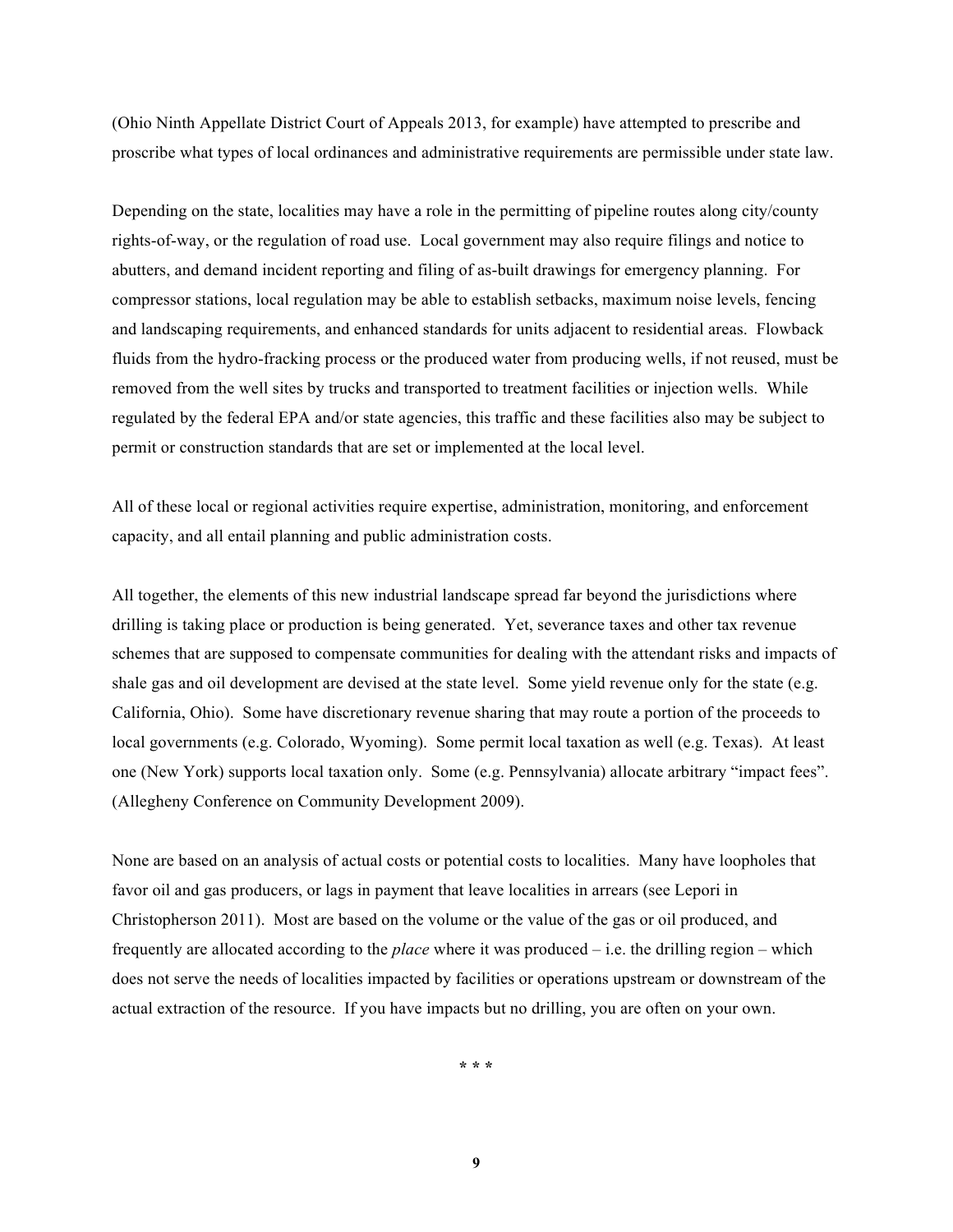(Ohio Ninth Appellate District Court of Appeals 2013, for example) have attempted to prescribe and proscribe what types of local ordinances and administrative requirements are permissible under state law.

Depending on the state, localities may have a role in the permitting of pipeline routes along city/county rights-of-way, or the regulation of road use. Local government may also require filings and notice to abutters, and demand incident reporting and filing of as-built drawings for emergency planning. For compressor stations, local regulation may be able to establish setbacks, maximum noise levels, fencing and landscaping requirements, and enhanced standards for units adjacent to residential areas. Flowback fluids from the hydro-fracking process or the produced water from producing wells, if not reused, must be removed from the well sites by trucks and transported to treatment facilities or injection wells. While regulated by the federal EPA and/or state agencies, this traffic and these facilities also may be subject to permit or construction standards that are set or implemented at the local level.

All of these local or regional activities require expertise, administration, monitoring, and enforcement capacity, and all entail planning and public administration costs.

All together, the elements of this new industrial landscape spread far beyond the jurisdictions where drilling is taking place or production is being generated. Yet, severance taxes and other tax revenue schemes that are supposed to compensate communities for dealing with the attendant risks and impacts of shale gas and oil development are devised at the state level. Some yield revenue only for the state (e.g. California, Ohio). Some have discretionary revenue sharing that may route a portion of the proceeds to local governments (e.g. Colorado, Wyoming). Some permit local taxation as well (e.g. Texas). At least one (New York) supports local taxation only. Some (e.g. Pennsylvania) allocate arbitrary "impact fees". (Allegheny Conference on Community Development 2009).

None are based on an analysis of actual costs or potential costs to localities. Many have loopholes that favor oil and gas producers, or lags in payment that leave localities in arrears (see Lepori in Christopherson 2011). Most are based on the volume or the value of the gas or oil produced, and frequently are allocated according to the *place* where it was produced – i.e. the drilling region – which does not serve the needs of localities impacted by facilities or operations upstream or downstream of the actual extraction of the resource. If you have impacts but no drilling, you are often on your own.

\* \* \*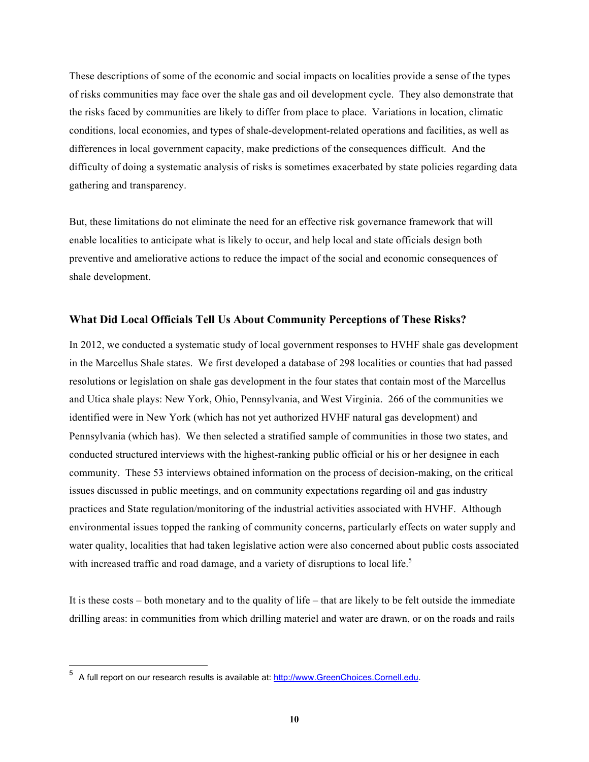These descriptions of some of the economic and social impacts on localities provide a sense of the types of risks communities may face over the shale gas and oil development cycle. They also demonstrate that the risks faced by communities are likely to differ from place to place. Variations in location, climatic conditions, local economies, and types of shale-development-related operations and facilities, as well as differences in local government capacity, make predictions of the consequences difficult. And the difficulty of doing a systematic analysis of risks is sometimes exacerbated by state policies regarding data gathering and transparency.

But, these limitations do not eliminate the need for an effective risk governance framework that will enable localities to anticipate what is likely to occur, and help local and state officials design both preventive and ameliorative actions to reduce the impact of the social and economic consequences of shale development.

### What Did Local Officials Tell Us About Community Perceptions of These Risks?

In 2012, we conducted a systematic study of local government responses to HVHF shale gas development in the Marcellus Shale states. We first developed a database of 298 localities or counties that had passed resolutions or legislation on shale gas development in the four states that contain most of the Marcellus and Utica shale plays: New York, Ohio, Pennsylvania, and West Virginia. 266 of the communities we identified were in New York (which has not yet authorized HVHF natural gas development) and Pennsylvania (which has). We then selected a stratified sample of communities in those two states, and conducted structured interviews with the highest-ranking public official or his or her designee in each community. These 53 interviews obtained information on the process of decision-making, on the critical issues discussed in public meetings, and on community expectations regarding oil and gas industry practices and State regulation/monitoring of the industrial activities associated with HVHF. Although environmental issues topped the ranking of community concerns, particularly effects on water supply and water quality, localities that had taken legislative action were also concerned about public costs associated with increased traffic and road damage, and a variety of disruptions to local life.[5]

It is these costs – both monetary and to the quality of life – that are likely to be felt outside the immediate drilling areas: in communities from which drilling materiel and water are drawn, or on the roads and rails

[5] A full report on our research results is available at: http://www.GreenChoices.Cornell.edu.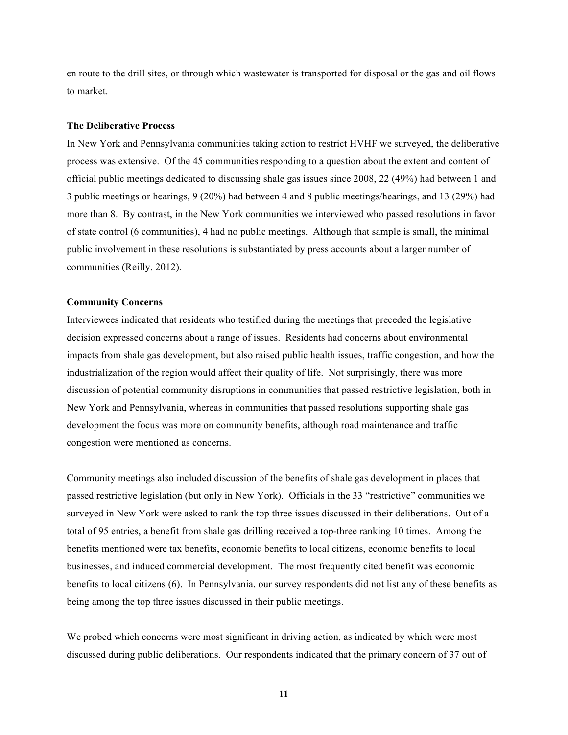en route to the drill sites, or through which wastewater is transported for disposal or the gas and oil flows to market.

**The Deliberative Process**

In New York and Pennsylvania communities taking action to restrict HVHF we surveyed, the deliberative process was extensive. Of the 45 communities responding to a question about the extent and content of official public meetings dedicated to discussing shale gas issues since 2008, 22 (49%) had between 1 and 3 public meetings or hearings, 9 (20%) had between 4 and 8 public meetings/hearings, and 13 (29%) had more than 8. By contrast, in the New York communities we interviewed who passed resolutions in favor of state control (6 communities), 4 had no public meetings. Although that sample is small, the minimal public involvement in these resolutions is substantiated by press accounts about a larger number of communities (Reilly, 2012).

**Community Concerns**

Interviewees indicated that residents who testified during the meetings that preceded the legislative decision expressed concerns about a range of issues. Residents had concerns about environmental impacts from shale gas development, but also raised public health issues, traffic congestion, and how the industrialization of the region would affect their quality of life. Not surprisingly, there was more discussion of potential community disruptions in communities that passed restrictive legislation, both in New York and Pennsylvania, whereas in communities that passed resolutions supporting shale gas development the focus was more on community benefits, although road maintenance and traffic congestion were mentioned as concerns.

Community meetings also included discussion of the benefits of shale gas development in places that passed restrictive legislation (but only in New York). Officials in the 33 "restrictive" communities we surveyed in New York were asked to rank the top three issues discussed in their deliberations. Out of a total of 95 entries, a benefit from shale gas drilling received a top-three ranking 10 times. Among the benefits mentioned were tax benefits, economic benefits to local citizens, economic benefits to local businesses, and induced commercial development. The most frequently cited benefit was economic benefits to local citizens (6). In Pennsylvania, our survey respondents did not list any of these benefits as being among the top three issues discussed in their public meetings.

We probed which concerns were most significant in driving action, as indicated by which were most discussed during public deliberations. Our respondents indicated that the primary concern of 37 out of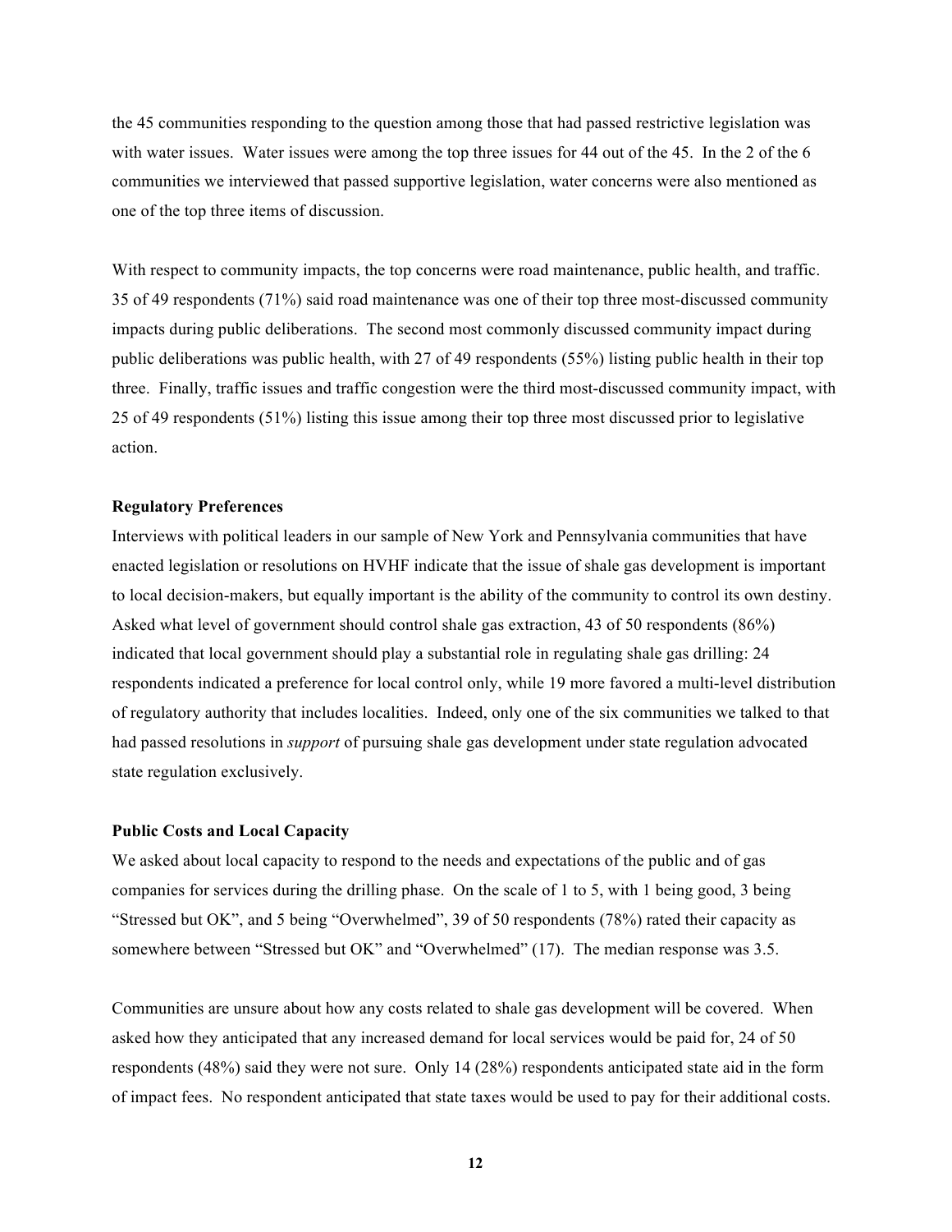the 45 communities responding to the question among those that had passed restrictive legislation was with water issues. Water issues were among the top three issues for 44 out of the 45. In the 2 of the 6 communities we interviewed that passed supportive legislation, water concerns were also mentioned as one of the top three items of discussion.

With respect to community impacts, the top concerns were road maintenance, public health, and traffic. 35 of 49 respondents (71%) said road maintenance was one of their top three most-discussed community impacts during public deliberations. The second most commonly discussed community impact during public deliberations was public health, with 27 of 49 respondents (55%) listing public health in their top three. Finally, traffic issues and traffic congestion were the third most-discussed community impact, with 25 of 49 respondents (51%) listing this issue among their top three most discussed prior to legislative action.

**Regulatory Preferences**

Interviews with political leaders in our sample of New York and Pennsylvania communities that have enacted legislation or resolutions on HVHF indicate that the issue of shale gas development is important to local decision-makers, but equally important is the ability of the community to control its own destiny. Asked what level of government should control shale gas extraction, 43 of 50 respondents (86%) indicated that local government should play a substantial role in regulating shale gas drilling: 24 respondents indicated a preference for local control only, while 19 more favored a multi-level distribution of regulatory authority that includes localities. Indeed, only one of the six communities we talked to that had passed resolutions in *support* of pursuing shale gas development under state regulation advocated state regulation exclusively.

**Public Costs and Local Capacity**

We asked about local capacity to respond to the needs and expectations of the public and of gas companies for services during the drilling phase. On the scale of 1 to 5, with 1 being good, 3 being "Stressed but OK", and 5 being "Overwhelmed", 39 of 50 respondents (78%) rated their capacity as somewhere between "Stressed but OK" and "Overwhelmed" (17). The median response was 3.5.

Communities are unsure about how any costs related to shale gas development will be covered. When asked how they anticipated that any increased demand for local services would be paid for, 24 of 50 respondents (48%) said they were not sure. Only 14 (28%) respondents anticipated state aid in the form of impact fees. No respondent anticipated that state taxes would be used to pay for their additional costs.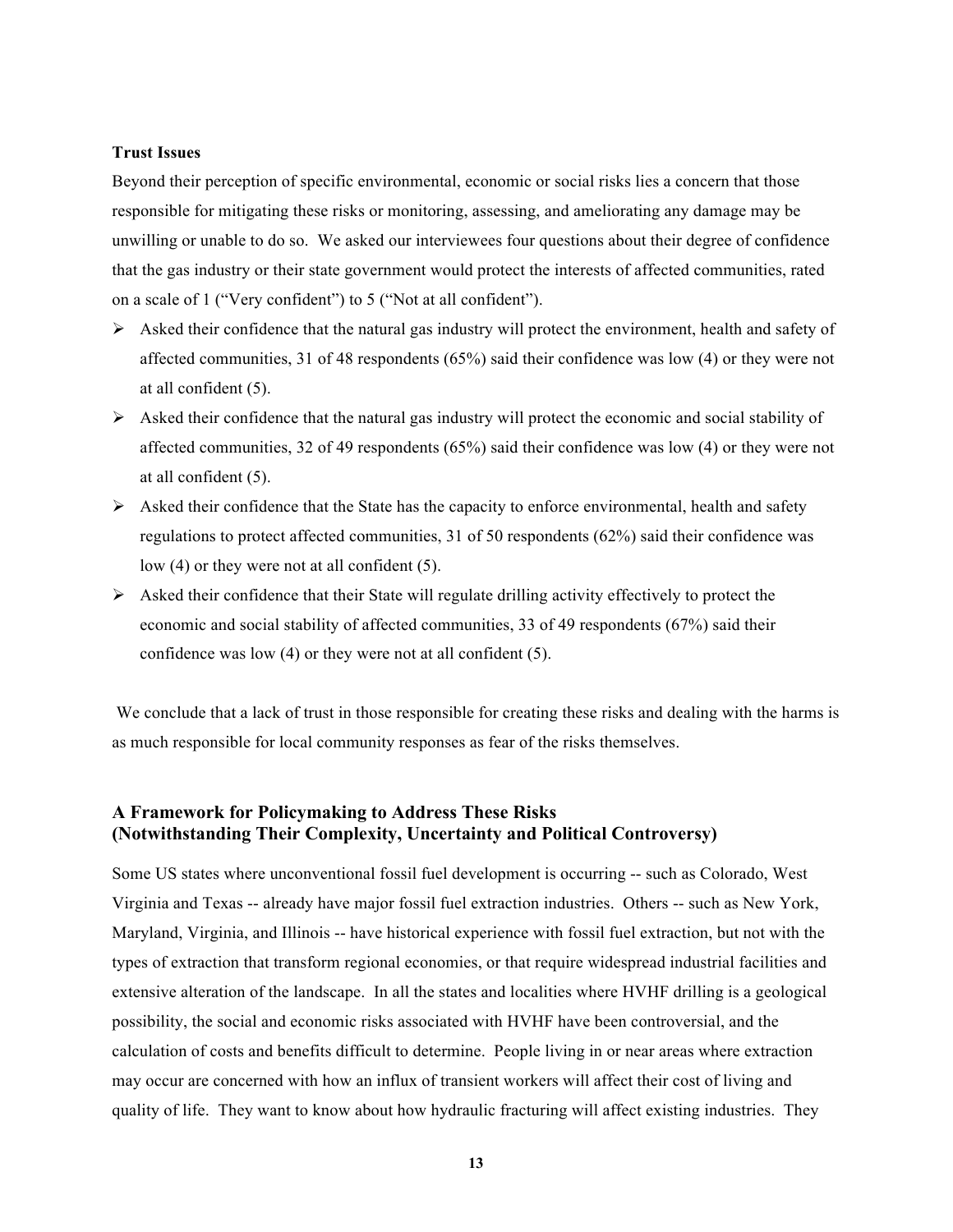**Trust Issues**

Beyond their perception of specific environmental, economic or social risks lies a concern that those responsible for mitigating these risks or monitoring, assessing, and ameliorating any damage may be unwilling or unable to do so. We asked our interviewees four questions about their degree of confidence that the gas industry or their state government would protect the interests of affected communities, rated on a scale of 1 ("Very confident") to 5 ("Not at all confident").

- Asked their confidence that the natural gas industry will protect the environment, health and safety of affected communities, 31 of 48 respondents (65%) said their confidence was low (4) or they were not at all confident (5).
- Asked their confidence that the natural gas industry will protect the economic and social stability of affected communities, 32 of 49 respondents (65%) said their confidence was low (4) or they were not at all confident (5).
- Asked their confidence that the State has the capacity to enforce environmental, health and safety regulations to protect affected communities, 31 of 50 respondents (62%) said their confidence was low (4) or they were not at all confident (5).
- Asked their confidence that their State will regulate drilling activity effectively to protect the economic and social stability of affected communities, 33 of 49 respondents (67%) said their confidence was low (4) or they were not at all confident (5).

We conclude that a lack of trust in those responsible for creating these risks and dealing with the harms is as much responsible for local community responses as fear of the risks themselves.

## A Framework for Policymaking to Address These Risks (Notwithstanding Their Complexity, Uncertainty and Political Controversy)

Some US states where unconventional fossil fuel development is occurring -- such as Colorado, West Virginia and Texas -- already have major fossil fuel extraction industries. Others -- such as New York, Maryland, Virginia, and Illinois -- have historical experience with fossil fuel extraction, but not with the types of extraction that transform regional economies, or that require widespread industrial facilities and extensive alteration of the landscape. In all the states and localities where HVHF drilling is a geological possibility, the social and economic risks associated with HVHF have been controversial, and the calculation of costs and benefits difficult to determine. People living in or near areas where extraction may occur are concerned with how an influx of transient workers will affect their cost of living and quality of life. They want to know about how hydraulic fracturing will affect existing industries. They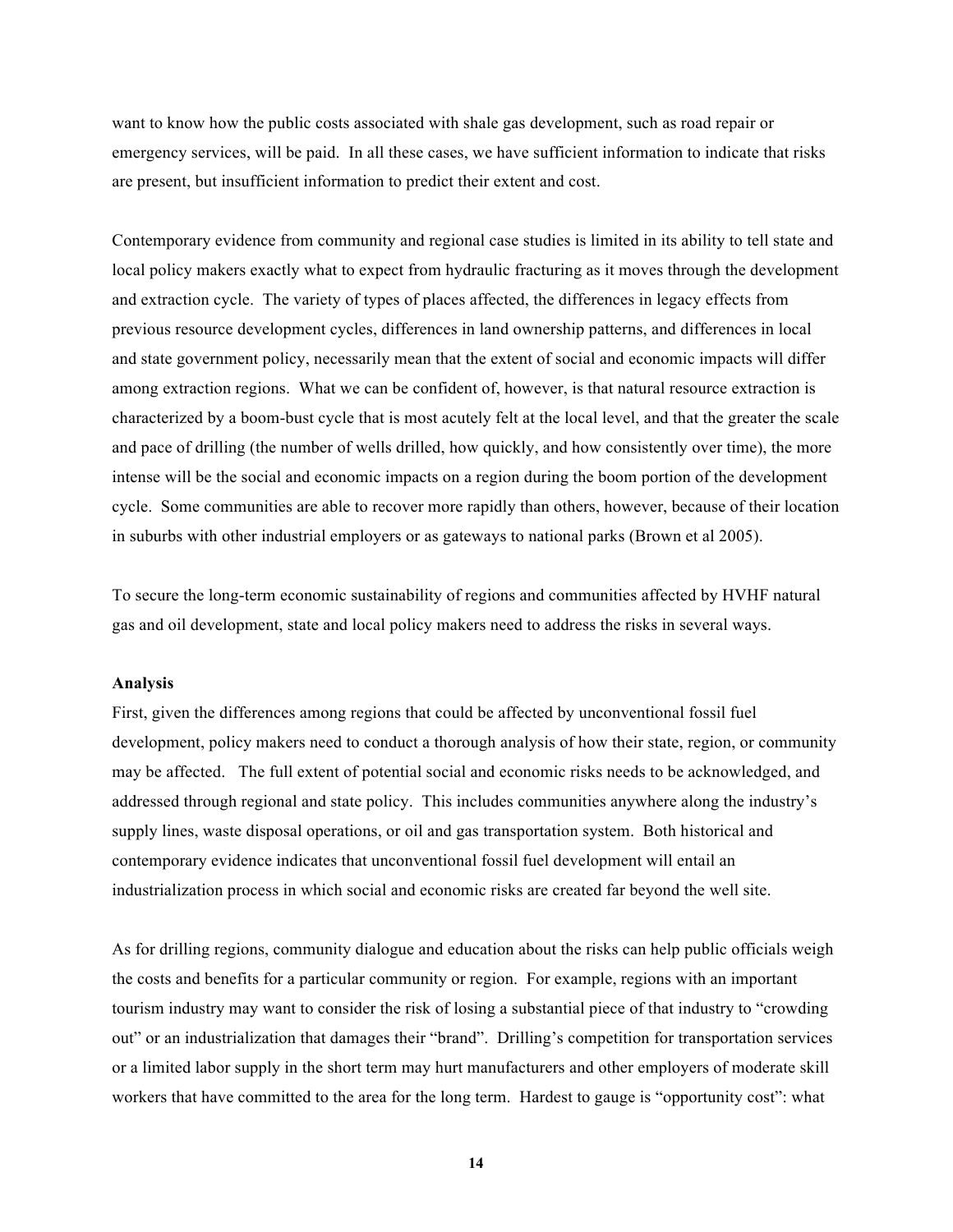want to know how the public costs associated with shale gas development, such as road repair or emergency services, will be paid. In all these cases, we have sufficient information to indicate that risks are present, but insufficient information to predict their extent and cost.

Contemporary evidence from community and regional case studies is limited in its ability to tell state and local policy makers exactly what to expect from hydraulic fracturing as it moves through the development and extraction cycle. The variety of types of places affected, the differences in legacy effects from previous resource development cycles, differences in land ownership patterns, and differences in local and state government policy, necessarily mean that the extent of social and economic impacts will differ among extraction regions. What we can be confident of, however, is that natural resource extraction is characterized by a boom-bust cycle that is most acutely felt at the local level, and that the greater the scale and pace of drilling (the number of wells drilled, how quickly, and how consistently over time), the more intense will be the social and economic impacts on a region during the boom portion of the development cycle. Some communities are able to recover more rapidly than others, however, because of their location in suburbs with other industrial employers or as gateways to national parks (Brown et al 2005).

To secure the long-term economic sustainability of regions and communities affected by HVHF natural gas and oil development, state and local policy makers need to address the risks in several ways.

**Analysis**

First, given the differences among regions that could be affected by unconventional fossil fuel development, policy makers need to conduct a thorough analysis of how their state, region, or community may be affected. The full extent of potential social and economic risks needs to be acknowledged, and addressed through regional and state policy. This includes communities anywhere along the industry's supply lines, waste disposal operations, or oil and gas transportation system. Both historical and contemporary evidence indicates that unconventional fossil fuel development will entail an industrialization process in which social and economic risks are created far beyond the well site.

As for drilling regions, community dialogue and education about the risks can help public officials weigh the costs and benefits for a particular community or region. For example, regions with an important tourism industry may want to consider the risk of losing a substantial piece of that industry to "crowding out" or an industrialization that damages their "brand". Drilling's competition for transportation services or a limited labor supply in the short term may hurt manufacturers and other employers of moderate skill workers that have committed to the area for the long term. Hardest to gauge is "opportunity cost": what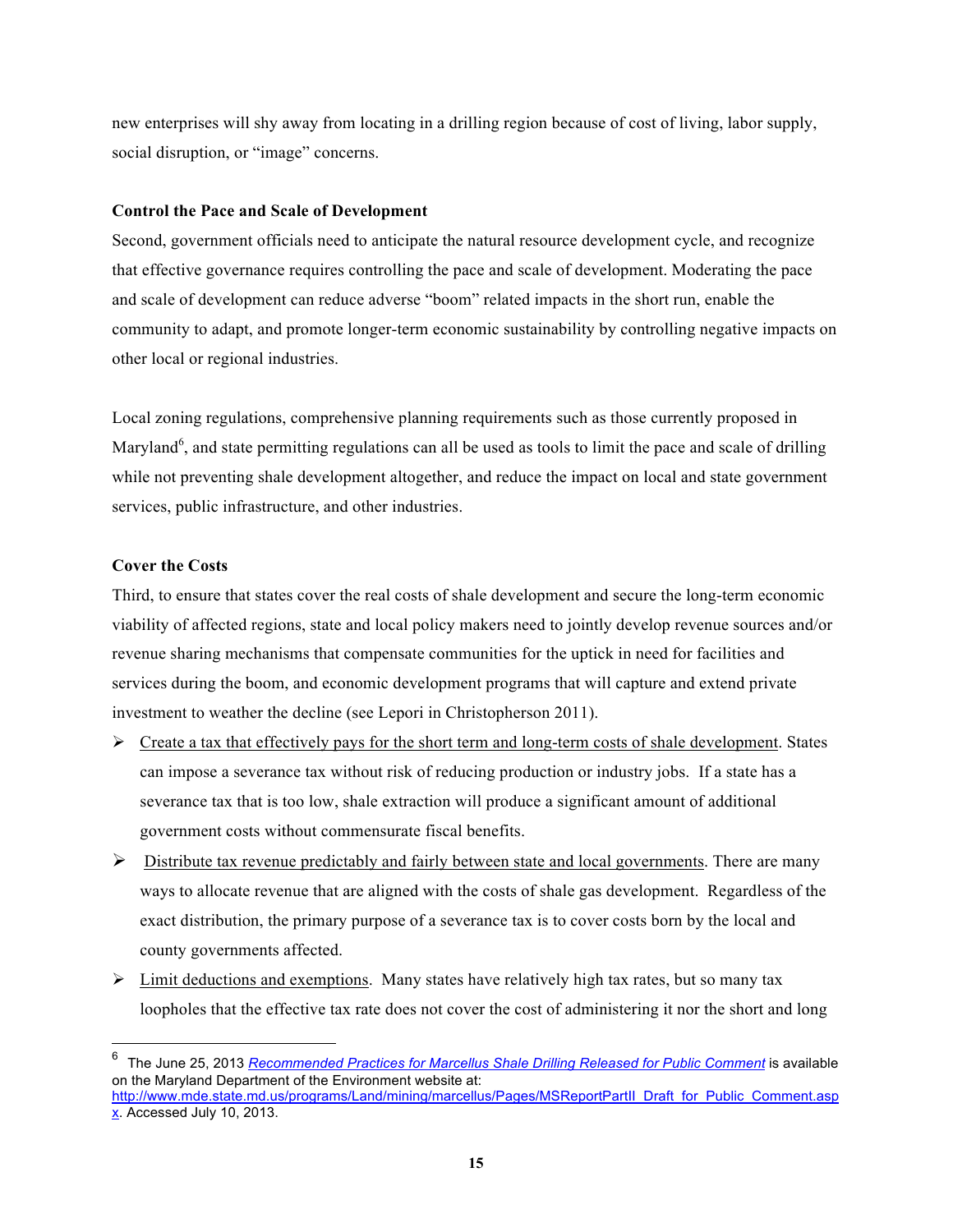new enterprises will shy away from locating in a drilling region because of cost of living, labor supply, social disruption, or "image" concerns.

**Control the Pace and Scale of Development**

Second, government officials need to anticipate the natural resource development cycle, and recognize that effective governance requires controlling the pace and scale of development. Moderating the pace and scale of development can reduce adverse "boom" related impacts in the short run, enable the community to adapt, and promote longer-term economic sustainability by controlling negative impacts on other local or regional industries.

Local zoning regulations, comprehensive planning requirements such as those currently proposed in Maryland[6], and state permitting regulations can all be used as tools to limit the pace and scale of drilling while not preventing shale development altogether, and reduce the impact on local and state government services, public infrastructure, and other industries.

**Cover the Costs**

Third, to ensure that states cover the real costs of shale development and secure the long-term economic viability of affected regions, state and local policy makers need to jointly develop revenue sources and/or revenue sharing mechanisms that compensate communities for the uptick in need for facilities and services during the boom, and economic development programs that will capture and extend private investment to weather the decline (see Lepori in Christopherson 2011).

- Create a tax that effectively pays for the short term and long-term costs of shale development. States can impose a severance tax without risk of reducing production or industry jobs. If a state has a severance tax that is too low, shale extraction will produce a significant amount of additional government costs without commensurate fiscal benefits.
- Distribute tax revenue predictably and fairly between state and local governments. There are many ways to allocate revenue that are aligned with the costs of shale gas development. Regardless of the exact distribution, the primary purpose of a severance tax is to cover costs born by the local and county governments affected.
- Limit deductions and exemptions. Many states have relatively high tax rates, but so many tax loopholes that the effective tax rate does not cover the cost of administering it nor the short and long

[6] The June 25, 2013 *Recommended Practices for Marcellus Shale Drilling Released for Public Comment* is available on the Maryland Department of the Environment website at: http://www.mde.state.md.us/programs/Land/mining/marcellus/Pages/MSReportPartII_Draft_for_Public_Comment.aspx. Accessed July 10, 2013.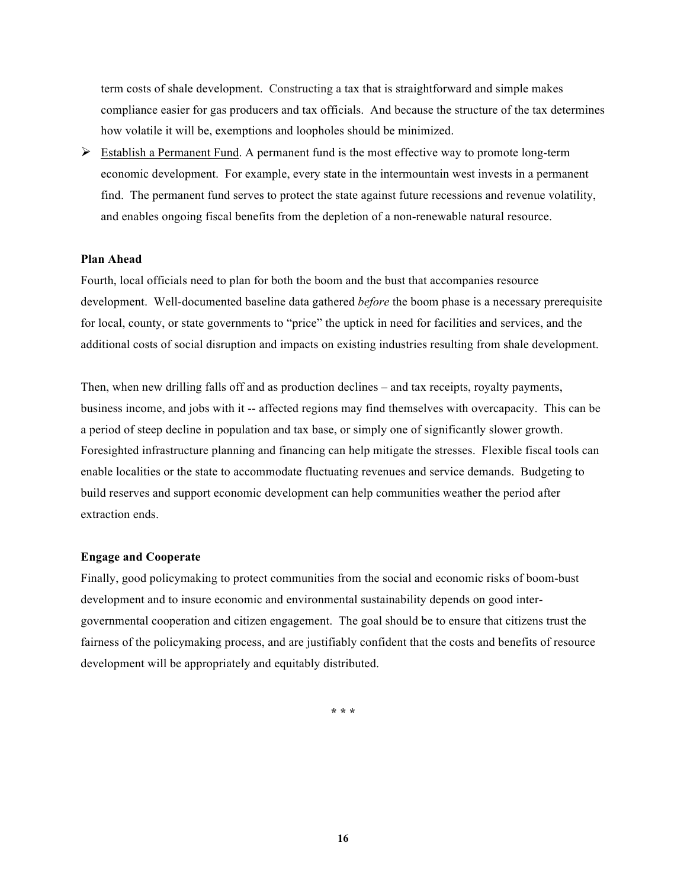term costs of shale development. Constructing a tax that is straightforward and simple makes compliance easier for gas producers and tax officials. And because the structure of the tax determines how volatile it will be, exemptions and loopholes should be minimized.

- Establish a Permanent Fund. A permanent fund is the most effective way to promote long-term economic development. For example, every state in the intermountain west invests in a permanent find. The permanent fund serves to protect the state against future recessions and revenue volatility, and enables ongoing fiscal benefits from the depletion of a non-renewable natural resource.

**Plan Ahead**

Fourth, local officials need to plan for both the boom and the bust that accompanies resource development. Well-documented baseline data gathered *before* the boom phase is a necessary prerequisite for local, county, or state governments to "price" the uptick in need for facilities and services, and the additional costs of social disruption and impacts on existing industries resulting from shale development.

Then, when new drilling falls off and as production declines – and tax receipts, royalty payments, business income, and jobs with it -- affected regions may find themselves with overcapacity. This can be a period of steep decline in population and tax base, or simply one of significantly slower growth. Foresighted infrastructure planning and financing can help mitigate the stresses. Flexible fiscal tools can enable localities or the state to accommodate fluctuating revenues and service demands. Budgeting to build reserves and support economic development can help communities weather the period after extraction ends.

**Engage and Cooperate**

Finally, good policymaking to protect communities from the social and economic risks of boom-bust development and to insure economic and environmental sustainability depends on good inter-governmental cooperation and citizen engagement. The goal should be to ensure that citizens trust the fairness of the policymaking process, and are justifiably confident that the costs and benefits of resource development will be appropriately and equitably distributed.

\* \* \*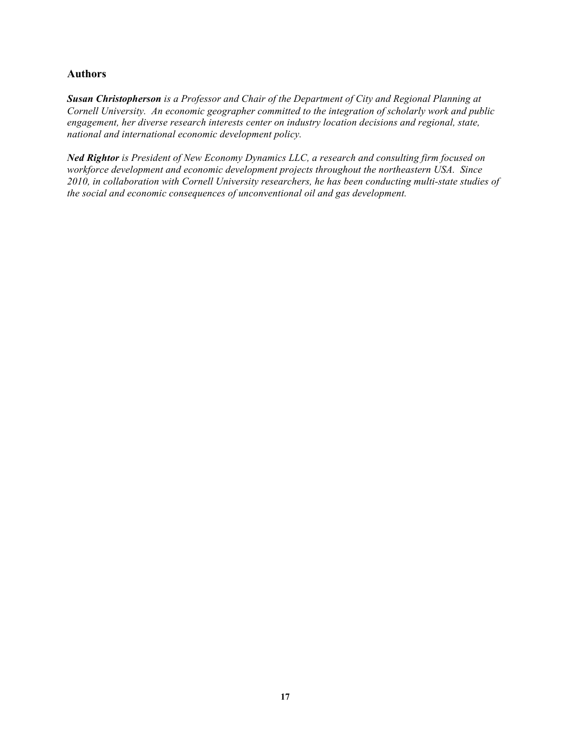## Authors

***Susan Christopherson*** *is a Professor and Chair of the Department of City and Regional Planning at Cornell University. An economic geographer committed to the integration of scholarly work and public engagement, her diverse research interests center on industry location decisions and regional, state, national and international economic development policy.*

***Ned Rightor*** *is President of New Economy Dynamics LLC, a research and consulting firm focused on workforce development and economic development projects throughout the northeastern USA. Since 2010, in collaboration with Cornell University researchers, he has been conducting multi-state studies of the social and economic consequences of unconventional oil and gas development.*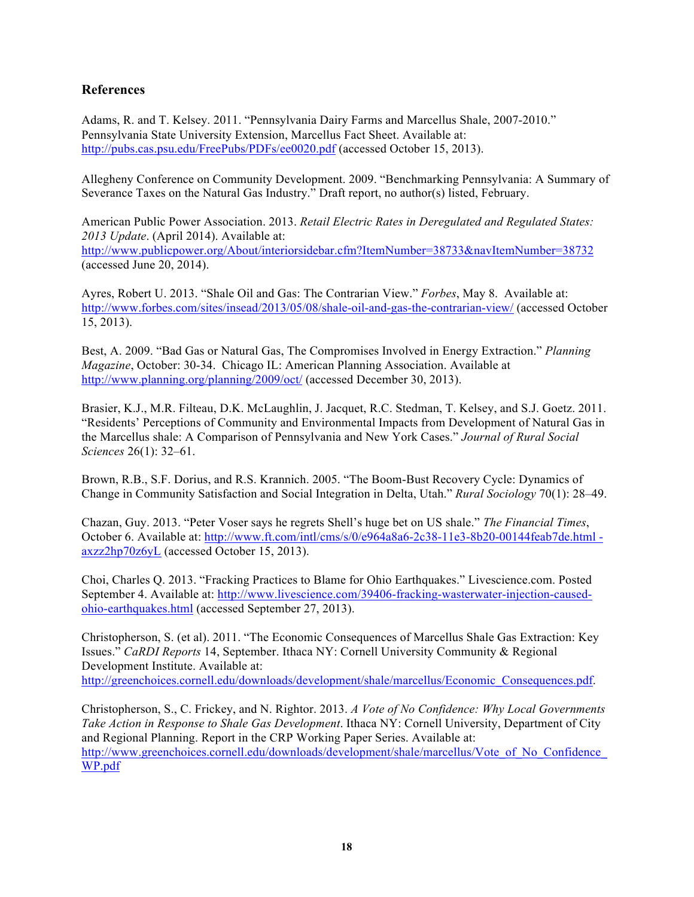## References

Adams, R. and T. Kelsey. 2011. "Pennsylvania Dairy Farms and Marcellus Shale, 2007-2010." Pennsylvania State University Extension, Marcellus Fact Sheet. Available at: http://pubs.cas.psu.edu/FreePubs/PDFs/ee0020.pdf (accessed October 15, 2013).

Allegheny Conference on Community Development. 2009. "Benchmarking Pennsylvania: A Summary of Severance Taxes on the Natural Gas Industry." Draft report, no author(s) listed, February.

American Public Power Association. 2013. *Retail Electric Rates in Deregulated and Regulated States: 2013 Update*. (April 2014). Available at: http://www.publicpower.org/About/interiorsidebar.cfm?ItemNumber=38733&navItemNumber=38732 (accessed June 20, 2014).

Ayres, Robert U. 2013. "Shale Oil and Gas: The Contrarian View." *Forbes*, May 8. Available at: http://www.forbes.com/sites/insead/2013/05/08/shale-oil-and-gas-the-contrarian-view/ (accessed October 15, 2013).

Best, A. 2009. "Bad Gas or Natural Gas, The Compromises Involved in Energy Extraction." *Planning Magazine*, October: 30-34. Chicago IL: American Planning Association. Available at http://www.planning.org/planning/2009/oct/ (accessed December 30, 2013).

Brasier, K.J., M.R. Filteau, D.K. McLaughlin, J. Jacquet, R.C. Stedman, T. Kelsey, and S.J. Goetz. 2011. "Residents' Perceptions of Community and Environmental Impacts from Development of Natural Gas in the Marcellus shale: A Comparison of Pennsylvania and New York Cases." *Journal of Rural Social Sciences* 26(1): 32–61.

Brown, R.B., S.F. Dorius, and R.S. Krannich. 2005. "The Boom-Bust Recovery Cycle: Dynamics of Change in Community Satisfaction and Social Integration in Delta, Utah." *Rural Sociology* 70(1): 28–49.

Chazan, Guy. 2013. "Peter Voser says he regrets Shell's huge bet on US shale." *The Financial Times*, October 6. Available at: http://www.ft.com/intl/cms/s/0/e964a8a6-2c38-11e3-8b20-00144feab7de.html - axzz2hp70z6yL (accessed October 15, 2013).

Choi, Charles Q. 2013. "Fracking Practices to Blame for Ohio Earthquakes." Livescience.com. Posted September 4. Available at: http://www.livescience.com/39406-fracking-wasterwater-injection-caused-ohio-earthquakes.html (accessed September 27, 2013).

Christopherson, S. (et al). 2011. "The Economic Consequences of Marcellus Shale Gas Extraction: Key Issues." *CaRDI Reports* 14, September. Ithaca NY: Cornell University Community & Regional Development Institute. Available at: http://greenchoices.cornell.edu/downloads/development/shale/marcellus/Economic_Consequences.pdf.

Christopherson, S., C. Frickey, and N. Rightor. 2013. *A Vote of No Confidence: Why Local Governments Take Action in Response to Shale Gas Development*. Ithaca NY: Cornell University, Department of City and Regional Planning. Report in the CRP Working Paper Series. Available at: http://www.greenchoices.cornell.edu/downloads/development/shale/marcellus/Vote_of_No_Confidence_WP.pdf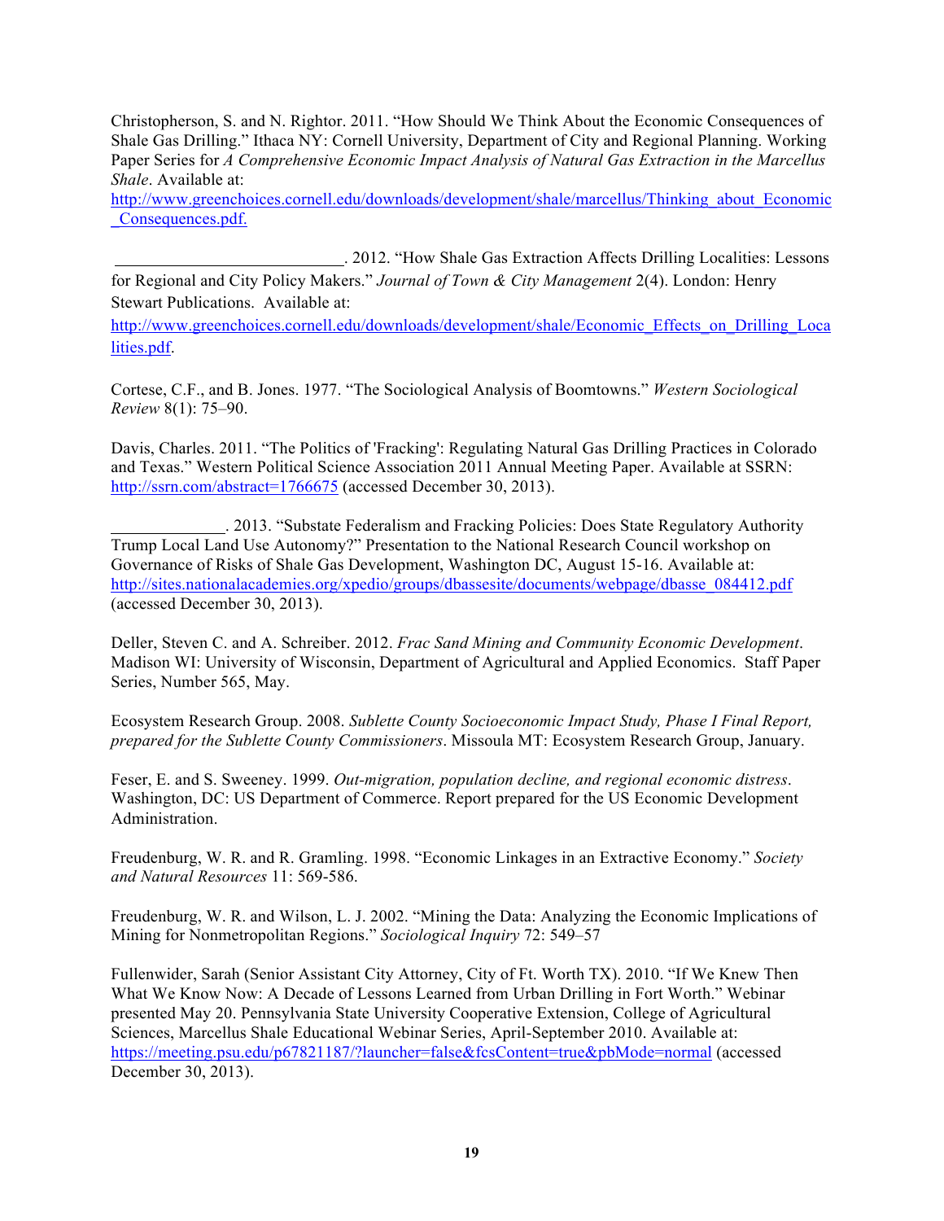Christopherson, S. and N. Rightor. 2011. "How Should We Think About the Economic Consequences of Shale Gas Drilling." Ithaca NY: Cornell University, Department of City and Regional Planning. Working Paper Series for *A Comprehensive Economic Impact Analysis of Natural Gas Extraction in the Marcellus Shale*. Available at: http://www.greenchoices.cornell.edu/downloads/development/shale/marcellus/Thinking_about_Economic_Consequences.pdf.

\_\_\_\_\_\_\_\_\_\_\_\_\_\_\_\_\_\_\_\_\_\_\_\_\_\_\_\_. 2012. "How Shale Gas Extraction Affects Drilling Localities: Lessons for Regional and City Policy Makers." *Journal of Town & City Management* 2(4). London: Henry Stewart Publications. Available at: http://www.greenchoices.cornell.edu/downloads/development/shale/Economic_Effects_on_Drilling_Localities.pdf.

Cortese, C.F., and B. Jones. 1977. "The Sociological Analysis of Boomtowns." *Western Sociological Review* 8(1): 75–90.

Davis, Charles. 2011. "The Politics of 'Fracking': Regulating Natural Gas Drilling Practices in Colorado and Texas." Western Political Science Association 2011 Annual Meeting Paper. Available at SSRN: http://ssrn.com/abstract=1766675 (accessed December 30, 2013).

\_\_\_\_\_\_\_\_\_\_\_\_\_\_. 2013. "Substate Federalism and Fracking Policies: Does State Regulatory Authority Trump Local Land Use Autonomy?" Presentation to the National Research Council workshop on Governance of Risks of Shale Gas Development, Washington DC, August 15-16. Available at: http://sites.nationalacademies.org/xpedio/groups/dbassesite/documents/webpage/dbasse_084412.pdf (accessed December 30, 2013).

Deller, Steven C. and A. Schreiber. 2012. *Frac Sand Mining and Community Economic Development*. Madison WI: University of Wisconsin, Department of Agricultural and Applied Economics. Staff Paper Series, Number 565, May.

Ecosystem Research Group. 2008. *Sublette County Socioeconomic Impact Study, Phase I Final Report, prepared for the Sublette County Commissioners*. Missoula MT: Ecosystem Research Group, January.

Feser, E. and S. Sweeney. 1999. *Out-migration, population decline, and regional economic distress*. Washington, DC: US Department of Commerce. Report prepared for the US Economic Development Administration.

Freudenburg, W. R. and R. Gramling. 1998. "Economic Linkages in an Extractive Economy." *Society and Natural Resources* 11: 569-586.

Freudenburg, W. R. and Wilson, L. J. 2002. "Mining the Data: Analyzing the Economic Implications of Mining for Nonmetropolitan Regions." *Sociological Inquiry* 72: 549–57

Fullenwider, Sarah (Senior Assistant City Attorney, City of Ft. Worth TX). 2010. "If We Knew Then What We Know Now: A Decade of Lessons Learned from Urban Drilling in Fort Worth." Webinar presented May 20. Pennsylvania State University Cooperative Extension, College of Agricultural Sciences, Marcellus Shale Educational Webinar Series, April-September 2010. Available at: https://meeting.psu.edu/p67821187/?launcher=false&fcsContent=true&pbMode=normal (accessed December 30, 2013).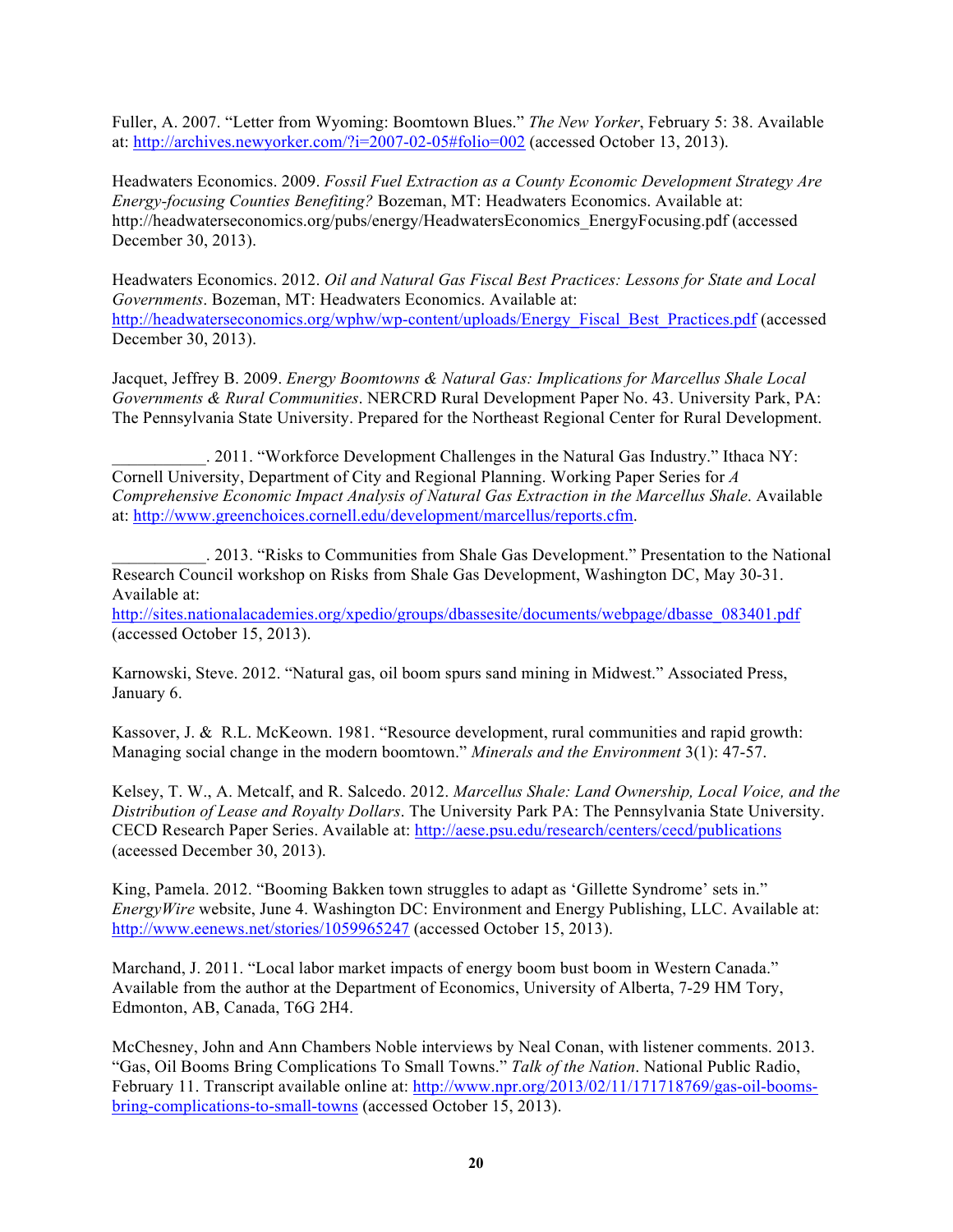Fuller, A. 2007. "Letter from Wyoming: Boomtown Blues." *The New Yorker*, February 5: 38. Available at: http://archives.newyorker.com/?i=2007-02-05#folio=002 (accessed October 13, 2013).

Headwaters Economics. 2009. *Fossil Fuel Extraction as a County Economic Development Strategy Are Energy-focusing Counties Benefiting?* Bozeman, MT: Headwaters Economics. Available at: http://headwaterseconomics.org/pubs/energy/HeadwatersEconomics_EnergyFocusing.pdf (accessed December 30, 2013).

Headwaters Economics. 2012. *Oil and Natural Gas Fiscal Best Practices: Lessons for State and Local Governments*. Bozeman, MT: Headwaters Economics. Available at: http://headwaterseconomics.org/wphw/wp-content/uploads/Energy_Fiscal_Best_Practices.pdf (accessed December 30, 2013).

Jacquet, Jeffrey B. 2009. *Energy Boomtowns & Natural Gas: Implications for Marcellus Shale Local Governments & Rural Communities*. NERCRD Rural Development Paper No. 43. University Park, PA: The Pennsylvania State University. Prepared for the Northeast Regional Center for Rural Development.

___________. 2011. "Workforce Development Challenges in the Natural Gas Industry." Ithaca NY: Cornell University, Department of City and Regional Planning. Working Paper Series for *A Comprehensive Economic Impact Analysis of Natural Gas Extraction in the Marcellus Shale*. Available at: http://www.greenchoices.cornell.edu/development/marcellus/reports.cfm.

___________. 2013. "Risks to Communities from Shale Gas Development." Presentation to the National Research Council workshop on Risks from Shale Gas Development, Washington DC, May 30-31. Available at: http://sites.nationalacademies.org/xpedio/groups/dbassesite/documents/webpage/dbasse_083401.pdf (accessed October 15, 2013).

Karnowski, Steve. 2012. "Natural gas, oil boom spurs sand mining in Midwest." Associated Press, January 6.

Kassover, J. & R.L. McKeown. 1981. "Resource development, rural communities and rapid growth: Managing social change in the modern boomtown." *Minerals and the Environment* 3(1): 47-57.

Kelsey, T. W., A. Metcalf, and R. Salcedo. 2012. *Marcellus Shale: Land Ownership, Local Voice, and the Distribution of Lease and Royalty Dollars*. The University Park PA: The Pennsylvania State University. CECD Research Paper Series. Available at: http://aese.psu.edu/research/centers/cecd/publications (aceessed December 30, 2013).

King, Pamela. 2012. "Booming Bakken town struggles to adapt as 'Gillette Syndrome' sets in." *EnergyWire* website, June 4. Washington DC: Environment and Energy Publishing, LLC. Available at: http://www.eenews.net/stories/1059965247 (accessed October 15, 2013).

Marchand, J. 2011. "Local labor market impacts of energy boom bust boom in Western Canada." Available from the author at the Department of Economics, University of Alberta, 7-29 HM Tory, Edmonton, AB, Canada, T6G 2H4.

McChesney, John and Ann Chambers Noble interviews by Neal Conan, with listener comments. 2013. "Gas, Oil Booms Bring Complications To Small Towns." *Talk of the Nation*. National Public Radio, February 11. Transcript available online at: http://www.npr.org/2013/02/11/171718769/gas-oil-booms-bring-complications-to-small-towns (accessed October 15, 2013).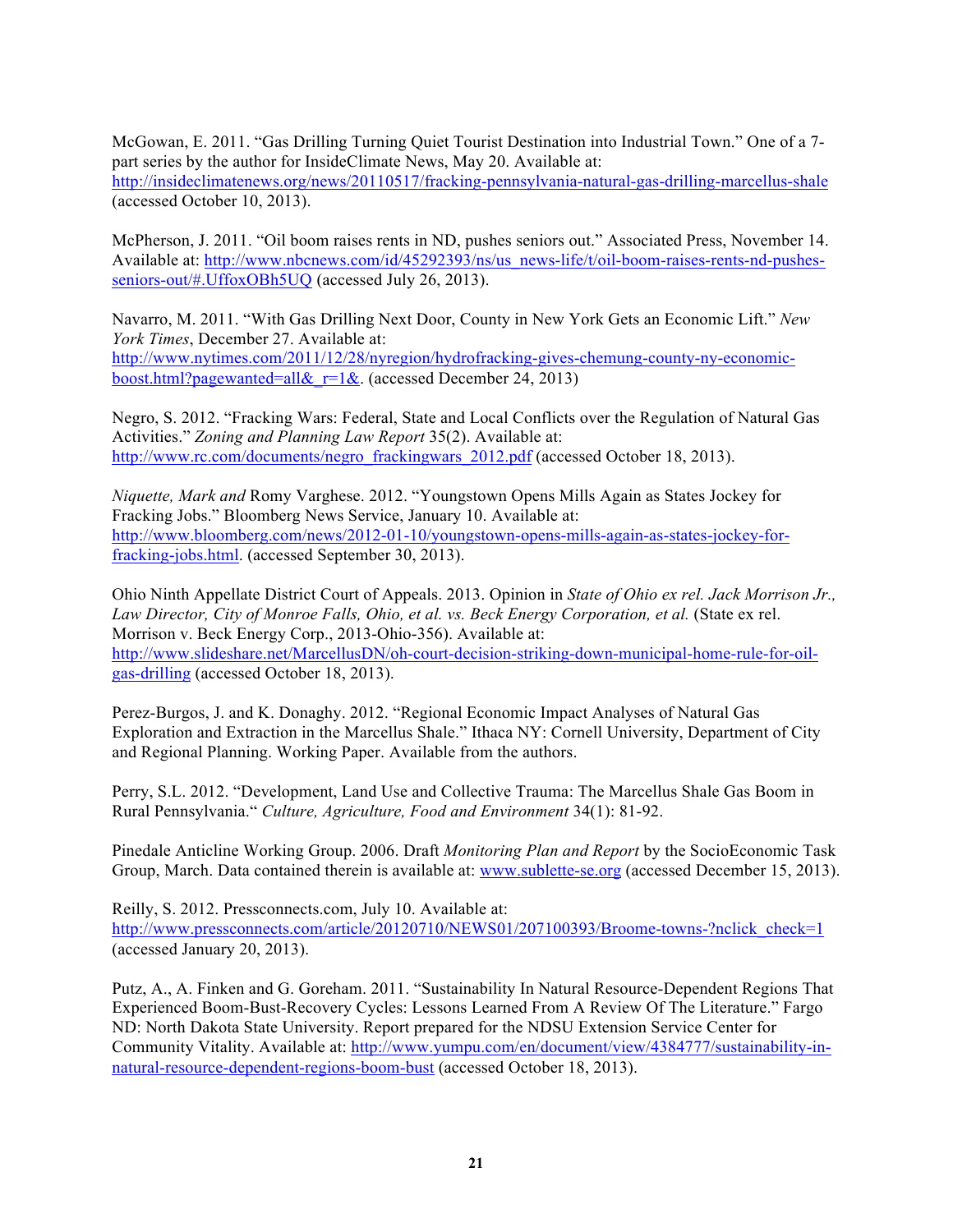McGowan, E. 2011. "Gas Drilling Turning Quiet Tourist Destination into Industrial Town." One of a 7-part series by the author for InsideClimate News, May 20. Available at: http://insideclimatenews.org/news/20110517/fracking-pennsylvania-natural-gas-drilling-marcellus-shale (accessed October 10, 2013).

McPherson, J. 2011. "Oil boom raises rents in ND, pushes seniors out." Associated Press, November 14. Available at: http://www.nbcnews.com/id/45292393/ns/us_news-life/t/oil-boom-raises-rents-nd-pushes-seniors-out/#.UffoxOBh5UQ (accessed July 26, 2013).

Navarro, M. 2011. "With Gas Drilling Next Door, County in New York Gets an Economic Lift." *New York Times*, December 27. Available at: http://www.nytimes.com/2011/12/28/nyregion/hydrofracking-gives-chemung-county-ny-economic-boost.html?pagewanted=all&_r=1&. (accessed December 24, 2013)

Negro, S. 2012. "Fracking Wars: Federal, State and Local Conflicts over the Regulation of Natural Gas Activities." *Zoning and Planning Law Report* 35(2). Available at: http://www.rc.com/documents/negro_frackingwars_2012.pdf (accessed October 18, 2013).

*Niquette, Mark and* Romy Varghese. 2012. "Youngstown Opens Mills Again as States Jockey for Fracking Jobs." Bloomberg News Service, January 10. Available at: http://www.bloomberg.com/news/2012-01-10/youngstown-opens-mills-again-as-states-jockey-for-fracking-jobs.html. (accessed September 30, 2013).

Ohio Ninth Appellate District Court of Appeals. 2013. Opinion in *State of Ohio ex rel. Jack Morrison Jr., Law Director, City of Monroe Falls, Ohio, et al. vs. Beck Energy Corporation, et al.* (State ex rel. Morrison v. Beck Energy Corp., 2013-Ohio-356). Available at: http://www.slideshare.net/MarcellusDN/oh-court-decision-striking-down-municipal-home-rule-for-oil-gas-drilling (accessed October 18, 2013).

Perez-Burgos, J. and K. Donaghy. 2012. "Regional Economic Impact Analyses of Natural Gas Exploration and Extraction in the Marcellus Shale." Ithaca NY: Cornell University, Department of City and Regional Planning. Working Paper. Available from the authors.

Perry, S.L. 2012. "Development, Land Use and Collective Trauma: The Marcellus Shale Gas Boom in Rural Pennsylvania." *Culture, Agriculture, Food and Environment* 34(1): 81-92.

Pinedale Anticline Working Group. 2006. Draft *Monitoring Plan and Report* by the SocioEconomic Task Group, March. Data contained therein is available at: www.sublette-se.org (accessed December 15, 2013).

Reilly, S. 2012. Pressconnects.com, July 10. Available at: http://www.pressconnects.com/article/20120710/NEWS01/207100393/Broome-towns-?nclick_check=1 (accessed January 20, 2013).

Putz, A., A. Finken and G. Goreham. 2011. "Sustainability In Natural Resource-Dependent Regions That Experienced Boom-Bust-Recovery Cycles: Lessons Learned From A Review Of The Literature." Fargo ND: North Dakota State University. Report prepared for the NDSU Extension Service Center for Community Vitality. Available at: http://www.yumpu.com/en/document/view/4384777/sustainability-in-natural-resource-dependent-regions-boom-bust (accessed October 18, 2013).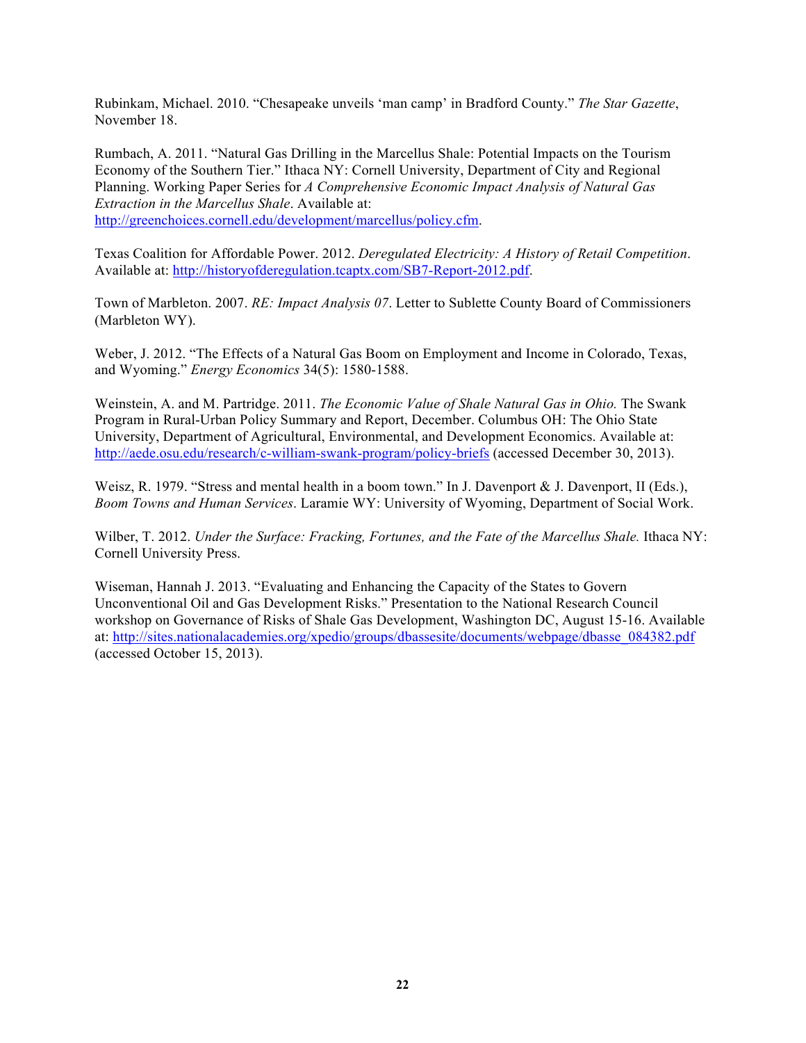Rubinkam, Michael. 2010. "Chesapeake unveils 'man camp' in Bradford County." *The Star Gazette*, November 18.

Rumbach, A. 2011. "Natural Gas Drilling in the Marcellus Shale: Potential Impacts on the Tourism Economy of the Southern Tier." Ithaca NY: Cornell University, Department of City and Regional Planning. Working Paper Series for *A Comprehensive Economic Impact Analysis of Natural Gas Extraction in the Marcellus Shale*. Available at: http://greenchoices.cornell.edu/development/marcellus/policy.cfm.

Texas Coalition for Affordable Power. 2012. *Deregulated Electricity: A History of Retail Competition*. Available at: http://historyofderegulation.tcaptx.com/SB7-Report-2012.pdf.

Town of Marbleton. 2007. *RE: Impact Analysis 07*. Letter to Sublette County Board of Commissioners (Marbleton WY).

Weber, J. 2012. "The Effects of a Natural Gas Boom on Employment and Income in Colorado, Texas, and Wyoming." *Energy Economics* 34(5): 1580-1588.

Weinstein, A. and M. Partridge. 2011. *The Economic Value of Shale Natural Gas in Ohio.* The Swank Program in Rural-Urban Policy Summary and Report, December. Columbus OH: The Ohio State University, Department of Agricultural, Environmental, and Development Economics. Available at: http://aede.osu.edu/research/c-william-swank-program/policy-briefs (accessed December 30, 2013).

Weisz, R. 1979. "Stress and mental health in a boom town." In J. Davenport & J. Davenport, II (Eds.), *Boom Towns and Human Services*. Laramie WY: University of Wyoming, Department of Social Work.

Wilber, T. 2012. *Under the Surface: Fracking, Fortunes, and the Fate of the Marcellus Shale.* Ithaca NY: Cornell University Press.

Wiseman, Hannah J. 2013. "Evaluating and Enhancing the Capacity of the States to Govern Unconventional Oil and Gas Development Risks." Presentation to the National Research Council workshop on Governance of Risks of Shale Gas Development, Washington DC, August 15-16. Available at: http://sites.nationalacademies.org/xpedio/groups/dbassesite/documents/webpage/dbasse_084382.pdf (accessed October 15, 2013).